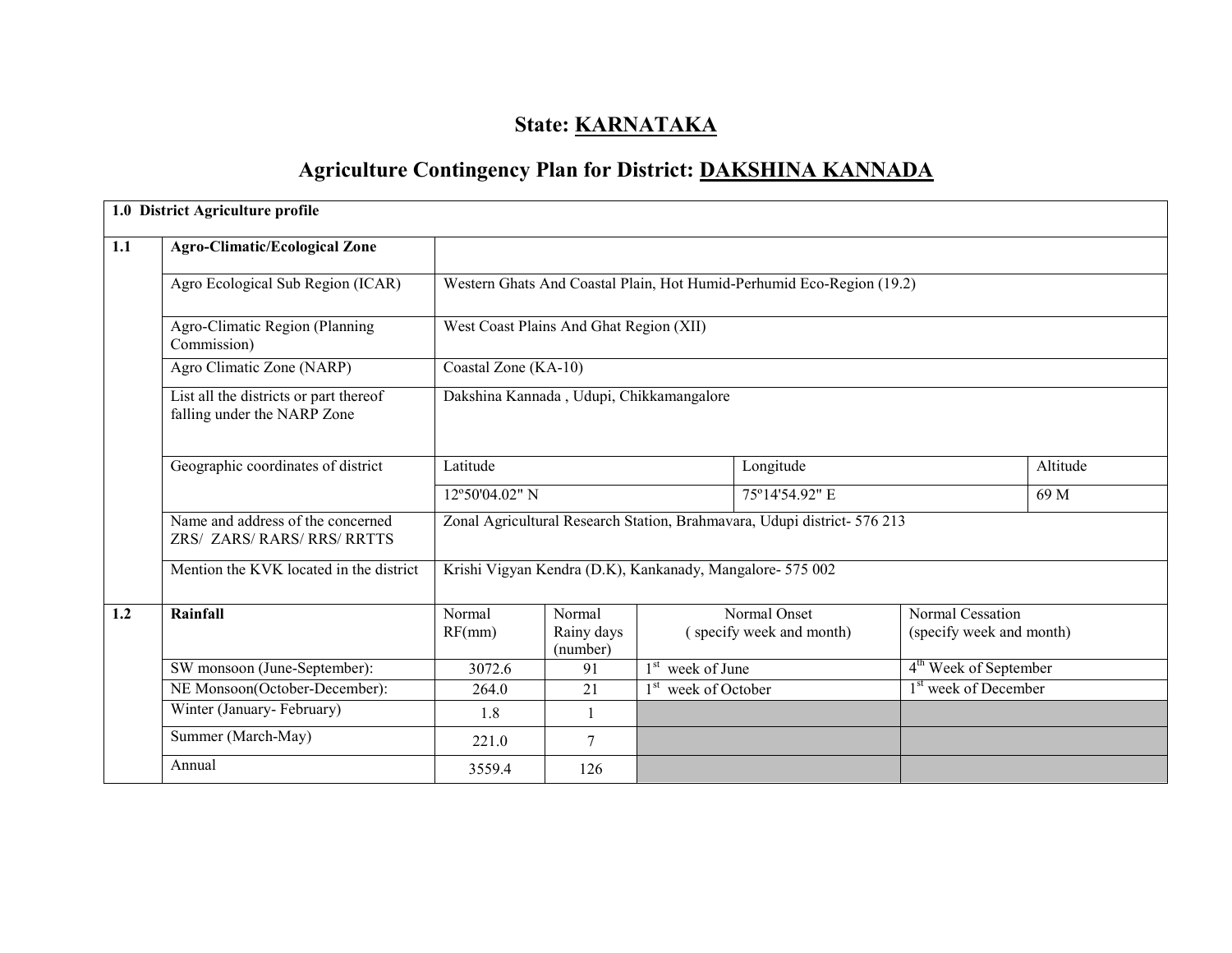# State: KARNATAKA

## Agriculture Contingency Plan for District: DAKSHINA KANNADA

| **1.0 District Agriculture profile** | | | | | | |
|---|---|---|---|---|---|---|
| **1.1** | **Agro-Climatic/Ecological Zone** | | | | | |
| | Agro Ecological Sub Region (ICAR) | Western Ghats And Coastal Plain, Hot Humid-Perhumid Eco-Region (19.2) | | | | |
| | Agro-Climatic Region (Planning Commission) | West Coast Plains And Ghat Region (XII) | | | | |
| | Agro Climatic Zone (NARP) | Coastal Zone (KA-10) | | | | |
| | List all the districts or part thereof falling under the NARP Zone | Dakshina Kannada , Udupi, Chikkamangalore | | | | |
| | Geographic coordinates of district | Latitude | | Longitude | | Altitude |
| | | 12º50'04.02" N | | 75º14'54.92" E | | 69 M |
| | Name and address of the concerned ZRS/ ZARS/ RARS/ RRS/ RRTTS | Zonal Agricultural Research Station, Brahmavara, Udupi district- 576 213 | | | | |
| | Mention the KVK located in the district | Krishi Vigyan Kendra (D.K), Kankanady, Mangalore- 575 002 | | | | |
| **1.2** | **Rainfall** | Normal RF(mm) | Normal Rainy days (number) | Normal Onset ( specify week and month) | Normal Cessation (specify week and month) | |
| | SW monsoon (June-September): | 3072.6 | 91 | 1st week of June | 4th Week of September | |
| | NE Monsoon(October-December): | 264.0 | 21 | 1st week of October | 1st week of December | |
| | Winter (January- February) | 1.8 | 1 | | | |
| | Summer (March-May) | 221.0 | 7 | | | |
| | Annual | 3559.4 | 126 | | | |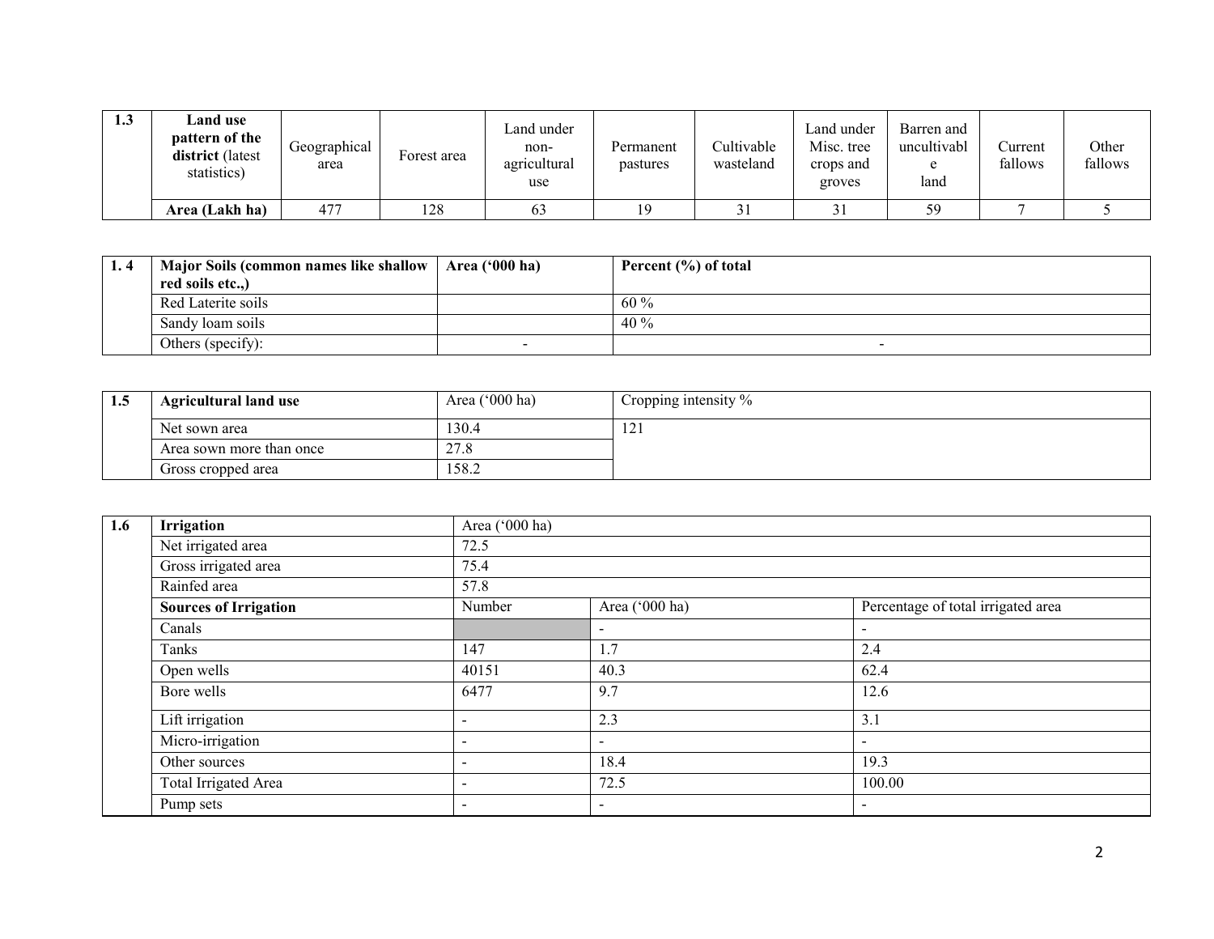| 1.3 | Land use pattern of the district (latest statistics) | Geographical area | Forest area | Land under non-agricultural use | Permanent pastures | Cultivable wasteland | Land under Misc. tree crops and groves | Barren and uncultivable land | Current fallows | Other fallows |
|---|---|---|---|---|---|---|---|---|---|---|
| | Area (Lakh ha) | 477 | 128 | 63 | 19 | 31 | 31 | 59 | 7 | 5 |

| 1. 4 | Major Soils (common names like shallow red soils etc.,) | Area ('000 ha) | Percent (%) of total |
|---|---|---|---|
| | Red Laterite soils | | 60 % |
| | Sandy loam soils | | 40 % |
| | Others (specify): | - | - |

| 1.5 | Agricultural land use | Area ('000 ha) | Cropping intensity % |
|---|---|---|---|
| | Net sown area | 130.4 | 121 |
| | Area sown more than once | 27.8 | |
| | Gross cropped area | 158.2 | |

| 1.6 | Irrigation | Area ('000 ha) | | |
|---|---|---|---|---|
| | Net irrigated area | 72.5 | | |
| | Gross irrigated area | 75.4 | | |
| | Rainfed area | 57.8 | | |
| | **Sources of Irrigation** | Number | Area ('000 ha) | Percentage of total irrigated area |
| | Canals | | - | - |
| | Tanks | 147 | 1.7 | 2.4 |
| | Open wells | 40151 | 40.3 | 62.4 |
| | Bore wells | 6477 | 9.7 | 12.6 |
| | Lift irrigation | - | 2.3 | 3.1 |
| | Micro-irrigation | - | - | - |
| | Other sources | - | 18.4 | 19.3 |
| | Total Irrigated Area | - | 72.5 | 100.00 |
| | Pump sets | - | - | - |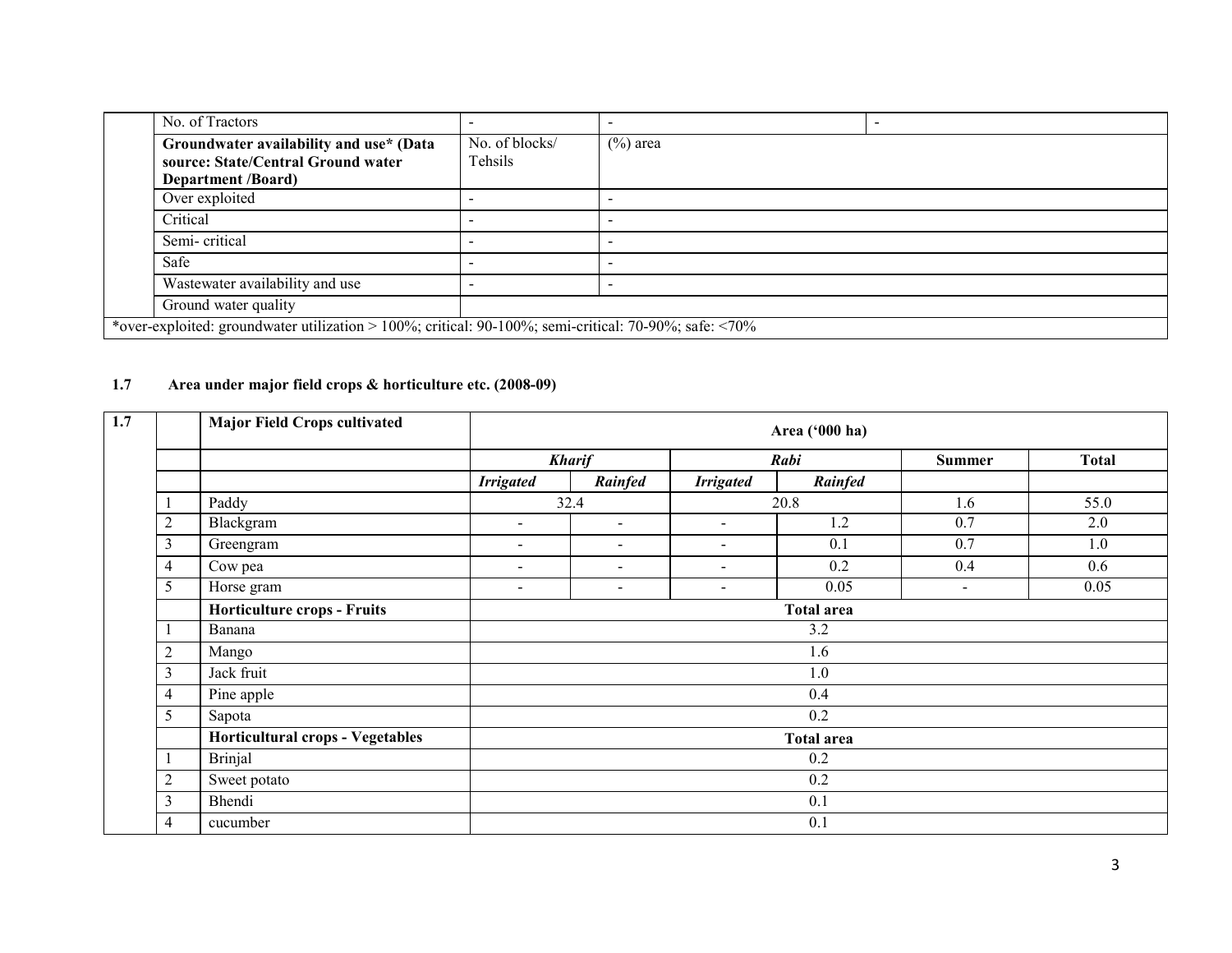| | | | | |
|---|---|---|---|---|
| | No. of Tractors | - | - | - |
| | **Groundwater availability and use* (Data source: State/Central Ground water Department /Board)** | No. of blocks/ Tehsils | (%) area | |
| | Over exploited | - | - | |
| | Critical | - | - | |
| | Semi- critical | - | - | |
| | Safe | - | - | |
| | Wastewater availability and use | - | - | |
| | Ground water quality | | | |

*over-exploited: groundwater utilization > 100%; critical: 90-100%; semi-critical: 70-90%; safe: <70%

### 1.7 Area under major field crops & horticulture etc. (2008-09)

| 1.7 | | **Major Field Crops cultivated** | **Area ('000 ha)** | | | | | |
|---|---|---|---|---|---|---|---|---|
| | | | ***Kharif*** | | ***Rabi*** | | **Summer** | **Total** |
| | | | ***Irrigated*** | ***Rainfed*** | ***Irrigated*** | ***Rainfed*** | | |
| | 1 | Paddy | 32.4 | | 20.8 | | 1.6 | 55.0 |
| | 2 | Blackgram | - | - | - | 1.2 | 0.7 | 2.0 |
| | 3 | Greengram | - | - | - | 0.1 | 0.7 | 1.0 |
| | 4 | Cow pea | - | - | - | 0.2 | 0.4 | 0.6 |
| | 5 | Horse gram | - | - | - | 0.05 | - | 0.05 |
| | | **Horticulture crops - Fruits** | **Total area** | | | | | |
| | 1 | Banana | 3.2 | | | | | |
| | 2 | Mango | 1.6 | | | | | |
| | 3 | Jack fruit | 1.0 | | | | | |
| | 4 | Pine apple | 0.4 | | | | | |
| | 5 | Sapota | 0.2 | | | | | |
| | | **Horticultural crops - Vegetables** | **Total area** | | | | | |
| | 1 | Brinjal | 0.2 | | | | | |
| | 2 | Sweet potato | 0.2 | | | | | |
| | 3 | Bhendi | 0.1 | | | | | |
| | 4 | cucumber | 0.1 | | | | | |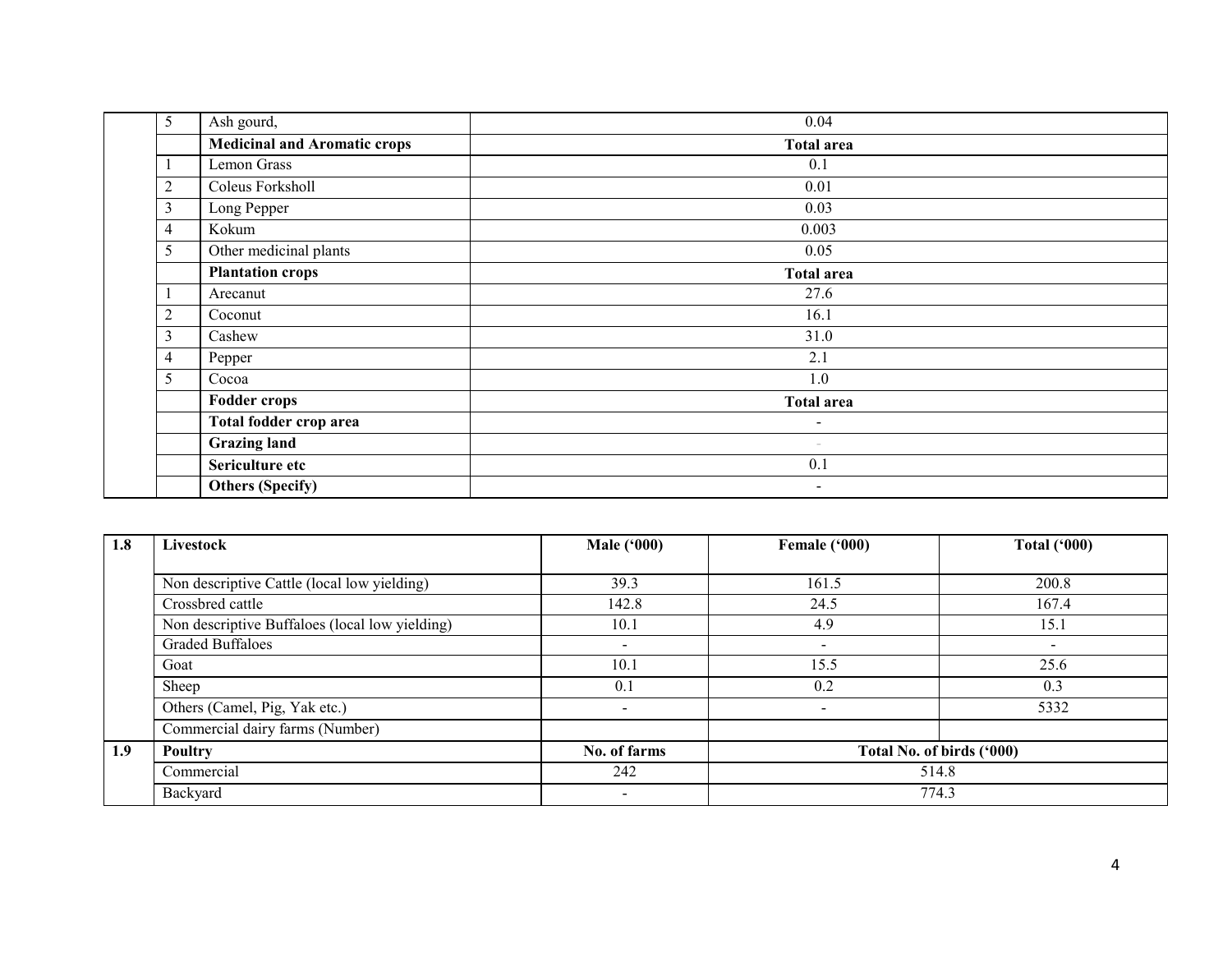|  | 5 | Ash gourd, | 0.04 |
|---|---|---|---|
|  |  | **Medicinal and Aromatic crops** | **Total area** |
|  | 1 | Lemon Grass | 0.1 |
|  | 2 | Coleus Forksholl | 0.01 |
|  | 3 | Long Pepper | 0.03 |
|  | 4 | Kokum | 0.003 |
|  | 5 | Other medicinal plants | 0.05 |
|  |  | **Plantation crops** | **Total area** |
|  | 1 | Arecanut | 27.6 |
|  | 2 | Coconut | 16.1 |
|  | 3 | Cashew | 31.0 |
|  | 4 | Pepper | 2.1 |
|  | 5 | Cocoa | 1.0 |
|  |  | **Fodder crops** | **Total area** |
|  |  | **Total fodder crop area** | - |
|  |  | **Grazing land** | - |
|  |  | **Sericulture etc** | 0.1 |
|  |  | **Others (Specify)** | - |

| 1.8 | Livestock | Male ('000) | Female ('000) | Total ('000) |
|---|---|---|---|---|
|  | Non descriptive Cattle (local low yielding) | 39.3 | 161.5 | 200.8 |
|  | Crossbred cattle | 142.8 | 24.5 | 167.4 |
|  | Non descriptive Buffaloes (local low yielding) | 10.1 | 4.9 | 15.1 |
|  | Graded Buffaloes | - | - | - |
|  | Goat | 10.1 | 15.5 | 25.6 |
|  | Sheep | 0.1 | 0.2 | 0.3 |
|  | Others (Camel, Pig, Yak etc.) | - | - | 5332 |
|  | Commercial dairy farms (Number) |  |  |  |
| **1.9** | **Poultry** | **No. of farms** | **Total No. of birds ('000)** |  |
|  | Commercial | 242 | 514.8 |  |
|  | Backyard | - | 774.3 |  |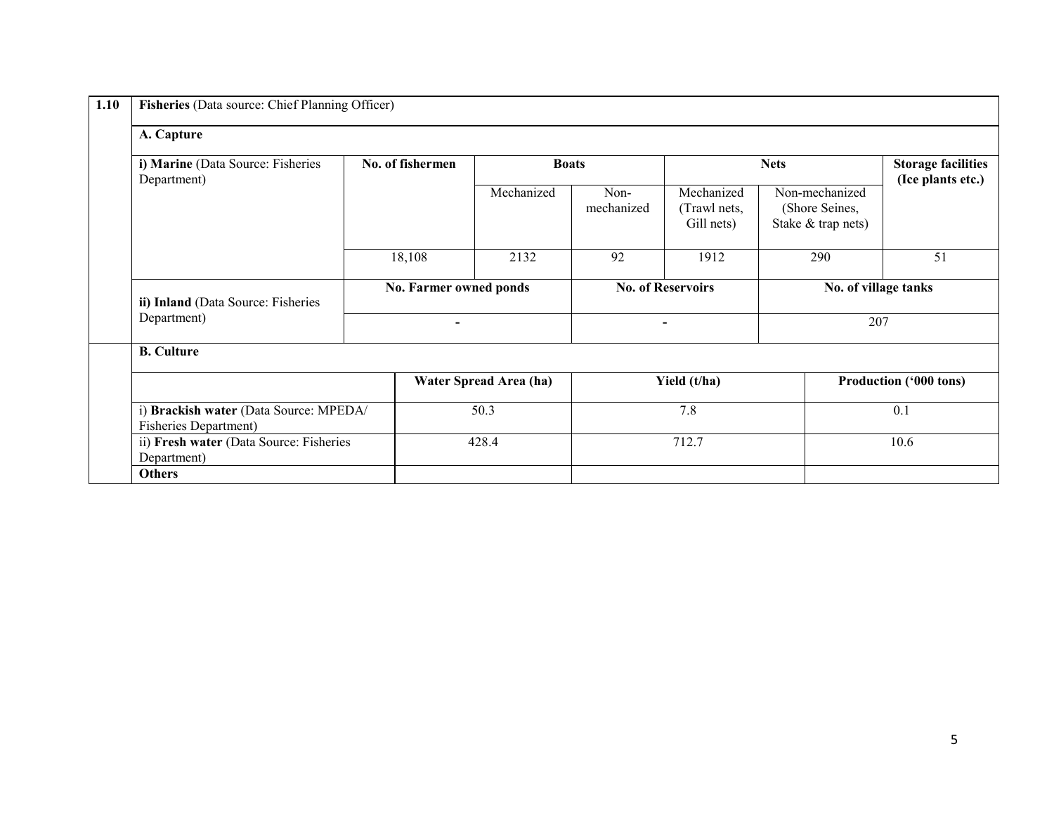| 1.10 | **Fisheries** (Data source: Chief Planning Officer) | | | | | | |
|---|---|---|---|---|---|---|---|
| | **A. Capture** | | | | | | |
| | **i) Marine** (Data Source: Fisheries Department) | **No. of fishermen** | **Boats** | | **Nets** | | **Storage facilities (Ice plants etc.)** |
| | | | Mechanized | Non-mechanized | Mechanized (Trawl nets, Gill nets) | Non-mechanized (Shore Seines, Stake & trap nets) | |
| | | 18,108 | 2132 | 92 | 1912 | 290 | 51 |
| | **ii) Inland** (Data Source: Fisheries Department) | **No. Farmer owned ponds** | | **No. of Reservoirs** | | **No. of village tanks** | |
| | | - | | - | | 207 | |

| **B. Culture** | | | |
|---|---|---|---|
| | **Water Spread Area (ha)** | **Yield (t/ha)** | **Production ('000 tons)** |
| i) **Brackish water** (Data Source: MPEDA/ Fisheries Department) | 50.3 | 7.8 | 0.1 |
| ii) **Fresh water** (Data Source: Fisheries Department) | 428.4 | 712.7 | 10.6 |
| **Others** | | | |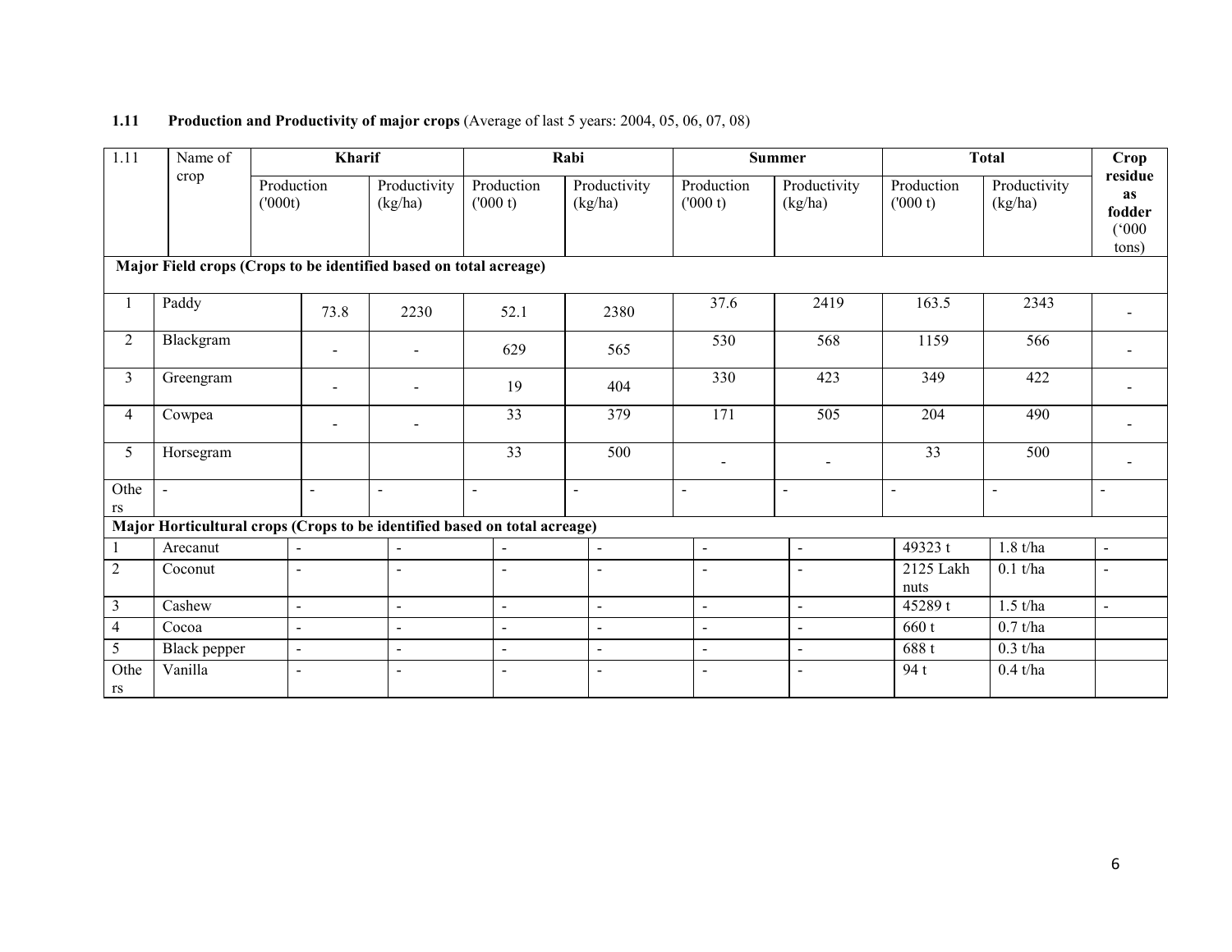**1.11 Production and Productivity of major crops** (Average of last 5 years: 2004, 05, 06, 07, 08)

| 1.11 | Name of crop | Kharif | | Rabi | | Summer | | Total | | Crop residue as fodder ('000 tons) |
|---|---|---|---|---|---|---|---|---|---|---|
| | | Production ('000t) | Productivity (kg/ha) | Production ('000 t) | Productivity (kg/ha) | Production ('000 t) | Productivity (kg/ha) | Production ('000 t) | Productivity (kg/ha) | |
| **Major Field crops (Crops to be identified based on total acreage)** | | | | | | | | | | |
| 1 | Paddy | 73.8 | 2230 | 52.1 | 2380 | 37.6 | 2419 | 163.5 | 2343 | - |
| 2 | Blackgram | - | - | 629 | 565 | 530 | 568 | 1159 | 566 | - |
| 3 | Greengram | - | - | 19 | 404 | 330 | 423 | 349 | 422 | - |
| 4 | Cowpea | - | - | 33 | 379 | 171 | 505 | 204 | 490 | - |
| 5 | Horsegram | | | 33 | 500 | - | - | 33 | 500 | - |
| Others | - | - | - | - | - | - | - | - | - | - |
| **Major Horticultural crops (Crops to be identified based on total acreage)** | | | | | | | | | | |
| 1 | Arecanut | - | - | - | - | - | - | 49323 t | 1.8 t/ha | - |
| 2 | Coconut | - | - | - | - | - | - | 2125 Lakh nuts | 0.1 t/ha | - |
| 3 | Cashew | - | - | - | - | - | - | 45289 t | 1.5 t/ha | - |
| 4 | Cocoa | - | - | - | - | - | - | 660 t | 0.7 t/ha | |
| 5 | Black pepper | - | - | - | - | - | - | 688 t | 0.3 t/ha | |
| Others | Vanilla | - | - | - | - | - | - | 94 t | 0.4 t/ha | |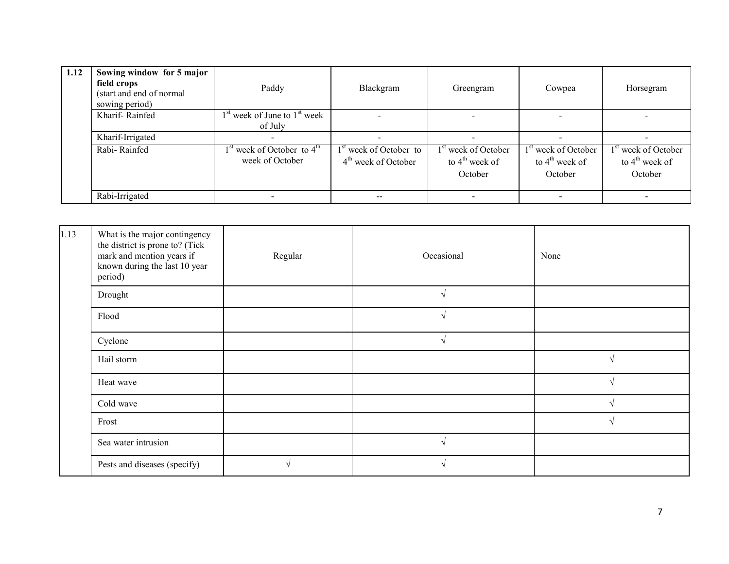| 1.12 | **Sowing window for 5 major field crops** (start and end of normal sowing period) | Paddy | Blackgram | Greengram | Cowpea | Horsegram |
|---|---|---|---|---|---|---|
| | Kharif- Rainfed | 1st week of June to 1st week of July | - | - | - | - |
| | Kharif-Irrigated | - | - | - | - | - |
| | Rabi- Rainfed | 1st week of October to 4th week of October | 1st week of October to 4th week of October | 1st week of October to 4th week of October | 1st week of October to 4th week of October | 1st week of October to 4th week of October |
| | Rabi-Irrigated | - | -- | - | - | - |

| 1.13 | What is the major contingency the district is prone to? (Tick mark and mention years if known during the last 10 year period) | Regular | Occasional | None |
|---|---|---|---|---|
| | Drought | | √ | |
| | Flood | | √ | |
| | Cyclone | | √ | |
| | Hail storm | | | √ |
| | Heat wave | | | √ |
| | Cold wave | | | √ |
| | Frost | | | √ |
| | Sea water intrusion | | √ | |
| | Pests and diseases (specify) | √ | √ | |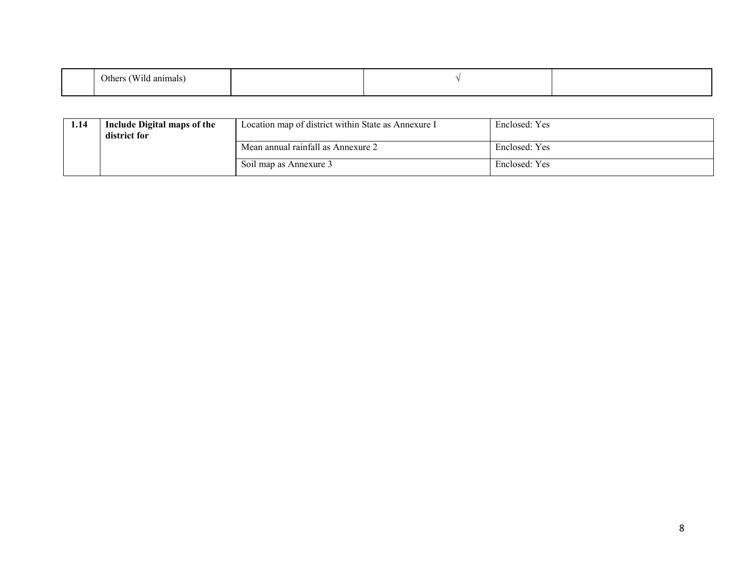|  | Others (Wild animals) |  | √ |  |
|---|---|---|---|---|

| 1.14 | **Include Digital maps of the district for** | Location map of district within State as Annexure I | Enclosed: Yes |
|---|---|---|---|
|  |  | Mean annual rainfall as Annexure 2 | Enclosed: Yes |
|  |  | Soil map as Annexure 3 | Enclosed: Yes |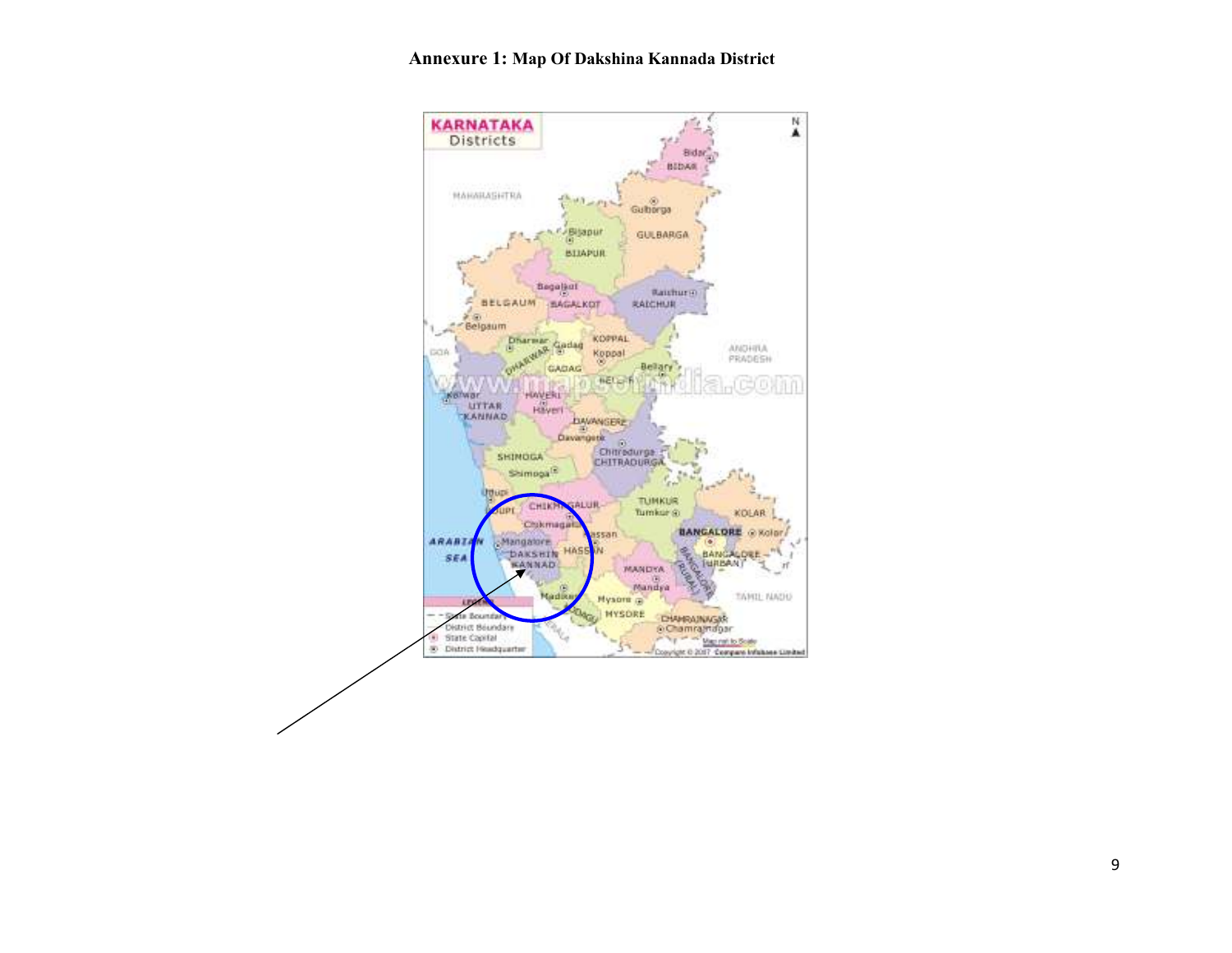**Annexure 1: Map Of Dakshina Kannada District**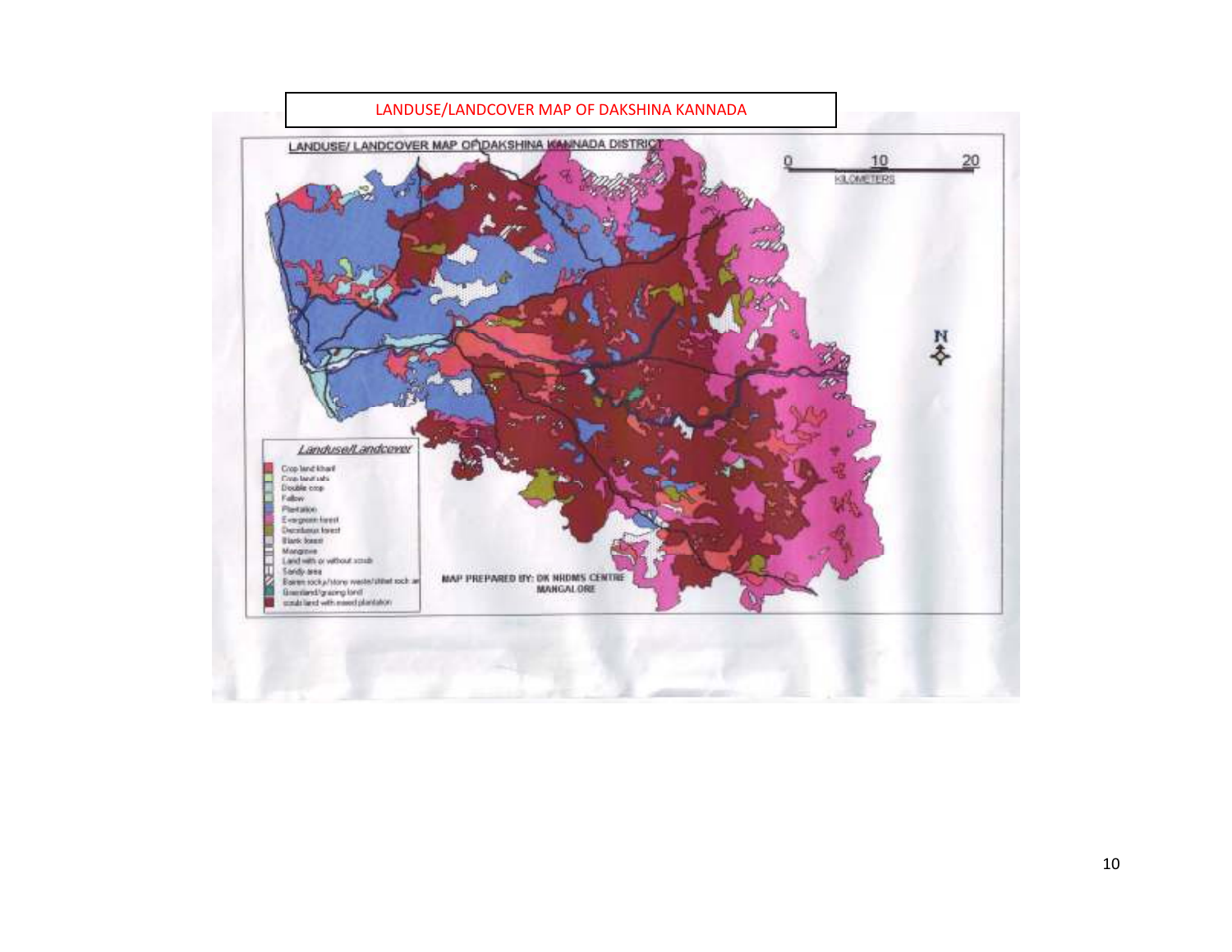LANDUSE/LANDCOVER MAP OF DAKSHINA KANNADA

LANDUSE/ LANDCOVER MAP OF DAKSHINA KANNADA DISTRICT

0 10 20
KILOMETERS

N

*Landuse/Landcover*

- Crop land kharif
- Crop land rabi
- Double crop
- Fallow
- Plantation
- Evergreen forest
- Deciduous forest
- Blank forest
- Mangrove
- Land with or without scrub
- Sandy area
- Barren rocky/stone waste/sheet rock ar
- Grassland/grazing land
- scrub land with mixed plantation

MAP PREPARED BY: DK NRDMS CENTRE
MANGALORE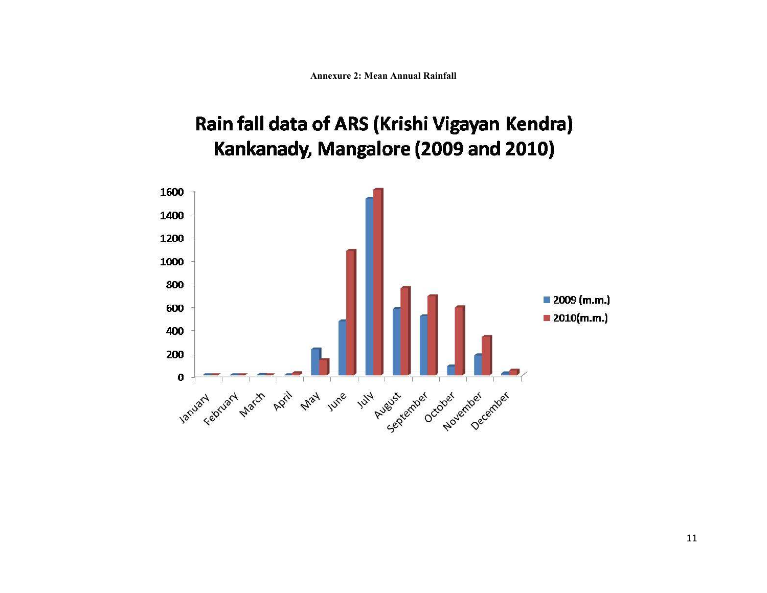**Annexure 2: Mean Annual Rainfall**

## Rain fall data of ARS (Krishi Vigayan Kendra) Kankanady, Mangalore (2009 and 2010)

1600
1400
1200
1000
800
600
400
200
0

January February March April May June July August September October November December

2009 (m.m.)
2010(m.m.)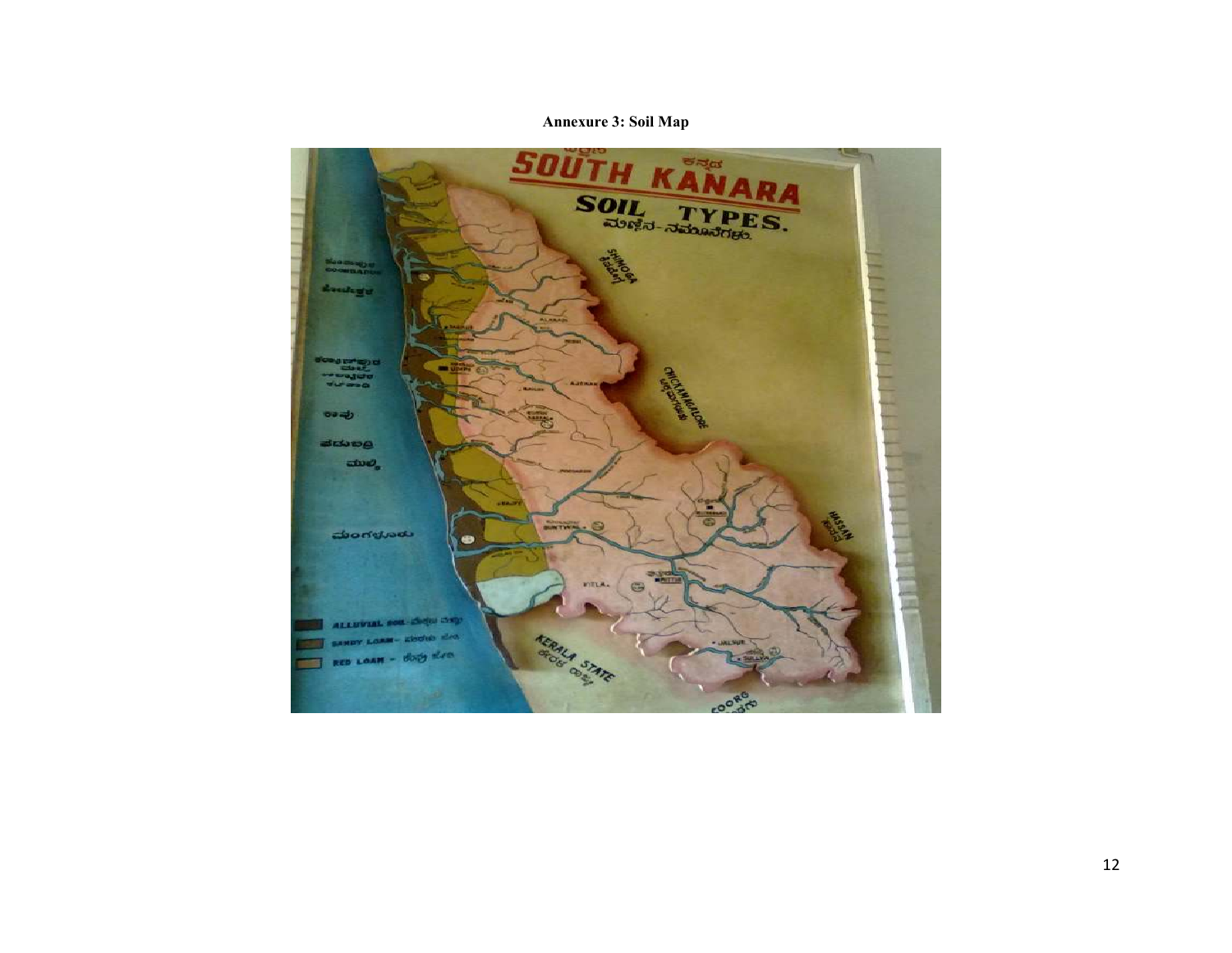**Annexure 3: Soil Map**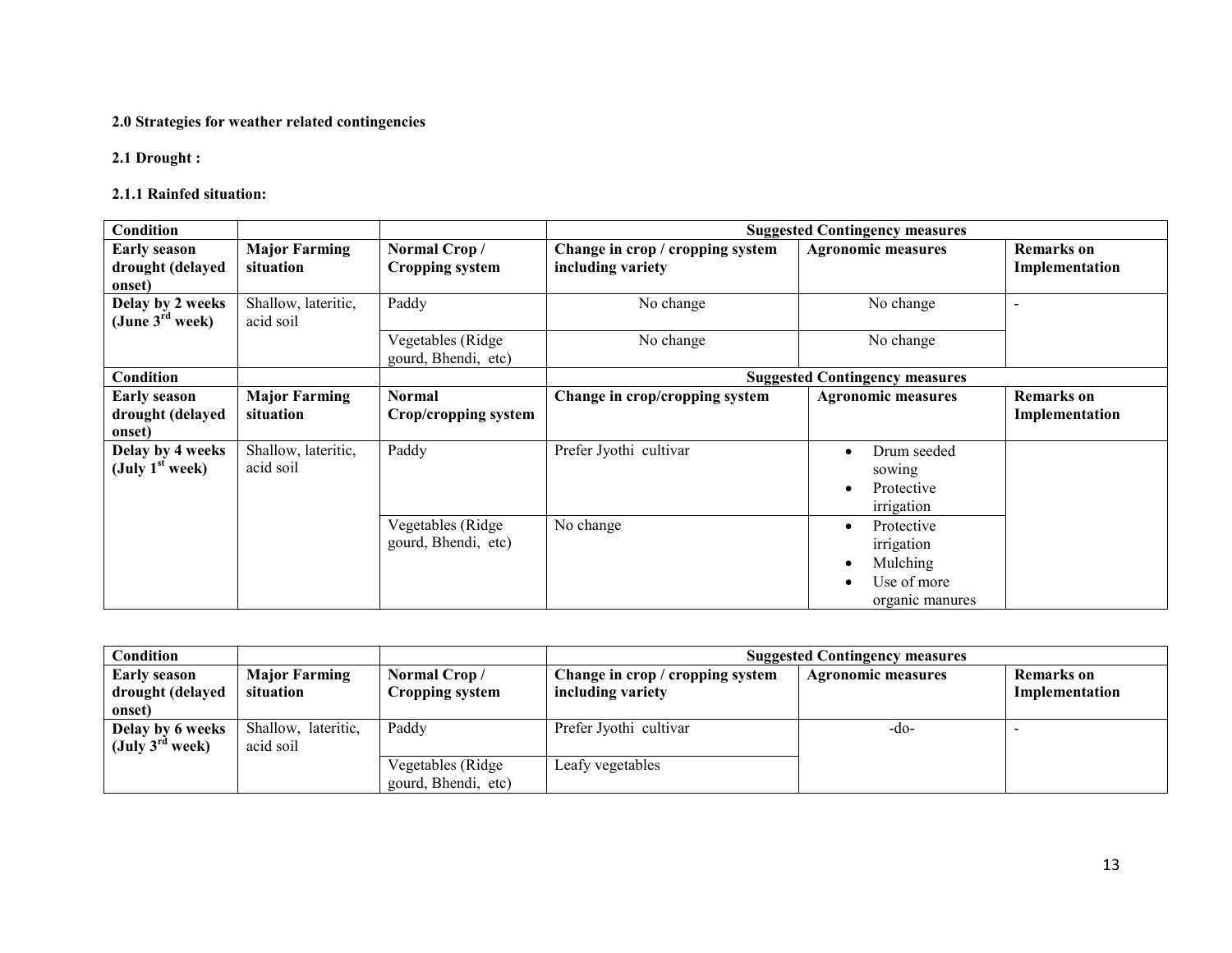**2.0 Strategies for weather related contingencies**

**2.1 Drought :**

**2.1.1 Rainfed situation:**

| Condition | | | Suggested Contingency measures | | |
|---|---|---|---|---|---|
| **Early season drought (delayed onset)** | **Major Farming situation** | **Normal Crop / Cropping system** | **Change in crop / cropping system including variety** | **Agronomic measures** | **Remarks on Implementation** |
| **Delay by 2 weeks (June 3rd week)** | Shallow, lateritic, acid soil | Paddy | No change | No change | - |
| | | Vegetables (Ridge gourd, Bhendi, etc) | No change | No change | |

| Condition | | | Suggested Contingency measures | | |
|---|---|---|---|---|---|
| **Early season drought (delayed onset)** | **Major Farming situation** | **Normal Crop/cropping system** | **Change in crop/cropping system** | **Agronomic measures** | **Remarks on Implementation** |
| **Delay by 4 weeks (July 1st week)** | Shallow, lateritic, acid soil | Paddy | Prefer Jyothi cultivar | • Drum seeded sowing<br>• Protective irrigation | |
| | | Vegetables (Ridge gourd, Bhendi, etc) | No change | • Protective irrigation<br>• Mulching<br>• Use of more organic manures | |

| Condition | | | Suggested Contingency measures | | |
|---|---|---|---|---|---|
| **Early season drought (delayed onset)** | **Major Farming situation** | **Normal Crop / Cropping system** | **Change in crop / cropping system including variety** | **Agronomic measures** | **Remarks on Implementation** |
| **Delay by 6 weeks (July 3rd week)** | Shallow, lateritic, acid soil | Paddy | Prefer Jyothi cultivar | -do- | - |
| | | Vegetables (Ridge gourd, Bhendi, etc) | Leafy vegetables | | |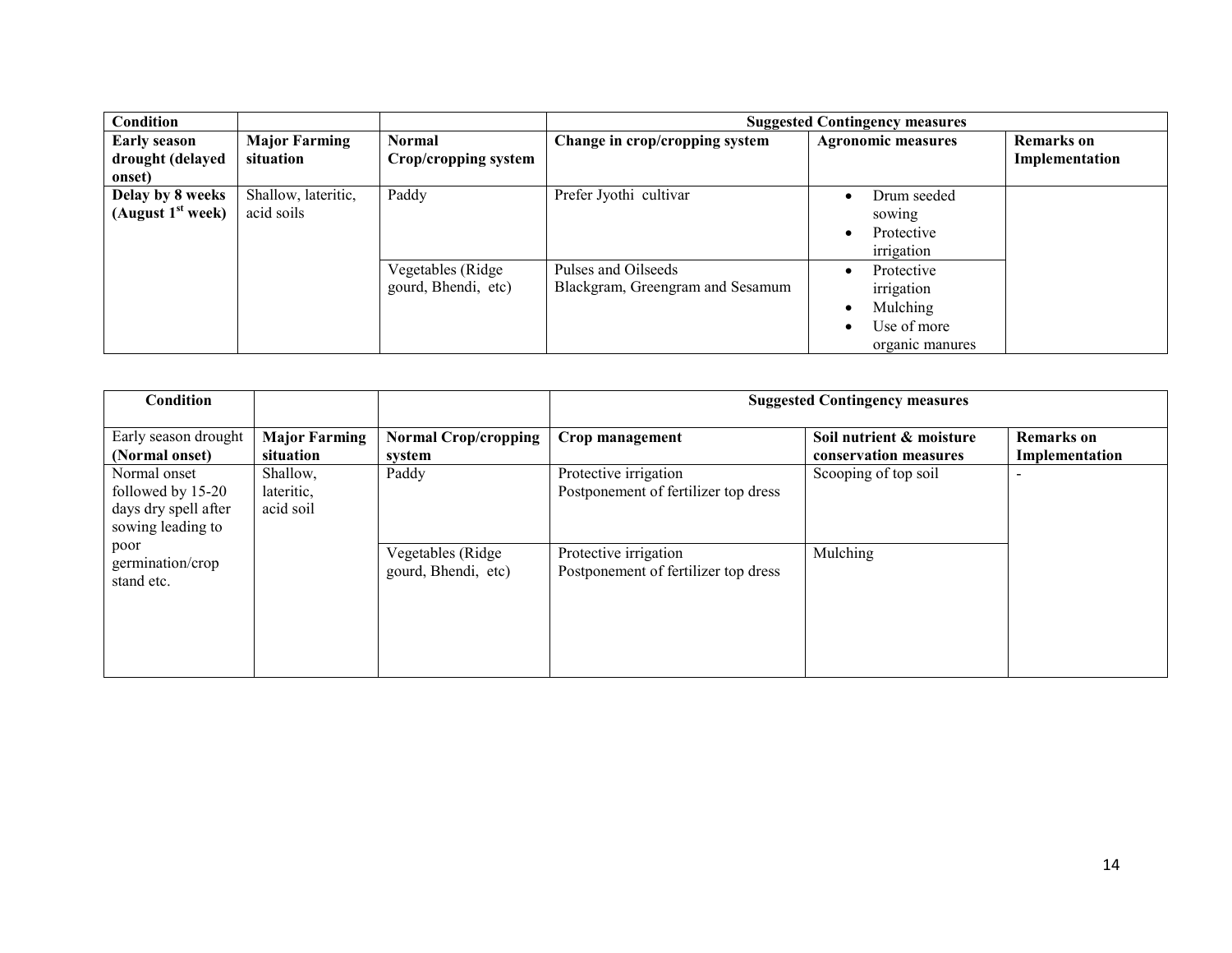| **Condition** | | | **Suggested Contingency measures** | | |
|---|---|---|---|---|---|
| **Early season drought (delayed onset)** | **Major Farming situation** | **Normal Crop/cropping system** | **Change in crop/cropping system** | **Agronomic measures** | **Remarks on Implementation** |
| **Delay by 8 weeks (August 1st week)** | Shallow, lateritic, acid soils | Paddy | Prefer Jyothi cultivar | • Drum seeded sowing<br>• Protective irrigation | |
| | | Vegetables (Ridge gourd, Bhendi, etc) | Pulses and Oilseeds<br>Blackgram, Greengram and Sesamum | • Protective irrigation<br>• Mulching<br>• Use of more organic manures | |

| **Condition** | | | **Suggested Contingency measures** | | |
|---|---|---|---|---|---|
| Early season drought **(Normal onset)** | **Major Farming situation** | **Normal Crop/cropping system** | **Crop management** | **Soil nutrient & moisture conservation measures** | **Remarks on Implementation** |
| Normal onset followed by 15-20 days dry spell after sowing leading to poor germination/crop stand etc. | Shallow, lateritic, acid soil | Paddy | Protective irrigation<br>Postponement of fertilizer top dress | Scooping of top soil | - |
| | | Vegetables (Ridge gourd, Bhendi, etc) | Protective irrigation<br>Postponement of fertilizer top dress | Mulching | |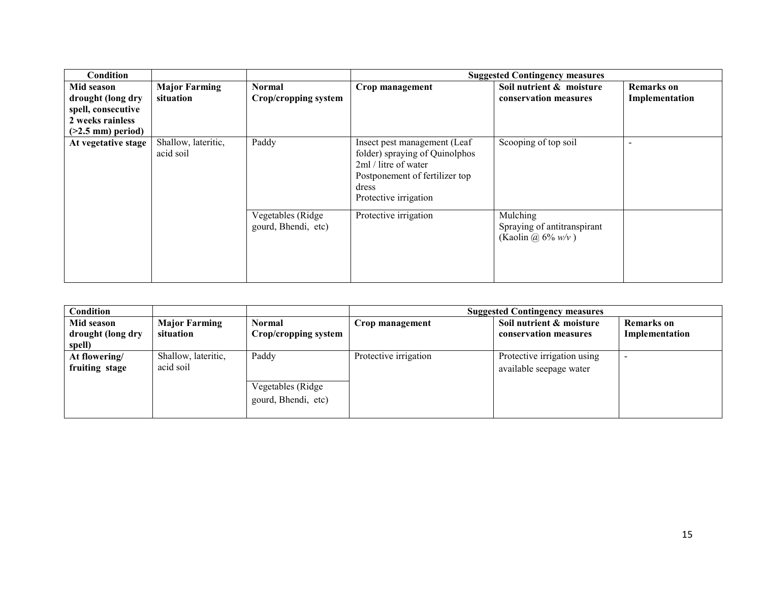| Condition | | | Suggested Contingency measures | | |
|---|---|---|---|---|---|
| **Mid season drought (long dry spell, consecutive 2 weeks rainless (>2.5 mm) period)** | **Major Farming situation** | **Normal Crop/cropping system** | **Crop management** | **Soil nutrient & moisture conservation measures** | **Remarks on Implementation** |
| **At vegetative stage** | Shallow, lateritic, acid soil | Paddy | Insect pest management (Leaf folder) spraying of Quinolphos 2ml / litre of water<br>Postponement of fertilizer top dress<br>Protective irrigation | Scooping of top soil | - |
| | | Vegetables (Ridge gourd, Bhendi, etc) | Protective irrigation | Mulching<br>Spraying of antitranspirant (Kaolin @ 6% *w/v* ) | |

| Condition | | | Suggested Contingency measures | | |
|---|---|---|---|---|---|
| **Mid season drought (long dry spell)** | **Major Farming situation** | **Normal Crop/cropping system** | **Crop management** | **Soil nutrient & moisture conservation measures** | **Remarks on Implementation** |
| **At flowering/ fruiting stage** | Shallow, lateritic, acid soil | Paddy | Protective irrigation | Protective irrigation using available seepage water | - |
| | | Vegetables (Ridge gourd, Bhendi, etc) | | | |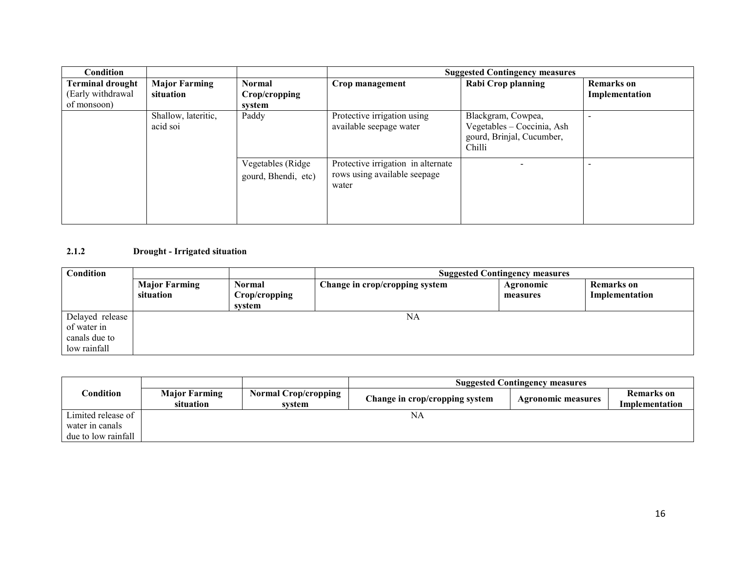| Condition | | | Suggested Contingency measures | | |
|---|---|---|---|---|---|
| **Terminal drought** (Early withdrawal of monsoon) | **Major Farming situation** | **Normal Crop/cropping system** | **Crop management** | **Rabi Crop planning** | **Remarks on Implementation** |
| | Shallow, lateritic, acid soi | Paddy | Protective irrigation using available seepage water | Blackgram, Cowpea, Vegetables – Coccinia, Ash gourd, Brinjal, Cucumber, Chilli | - |
| | | Vegetables (Ridge gourd, Bhendi, etc) | Protective irrigation in alternate rows using available seepage water | - | - |

### 2.1.2 Drought - Irrigated situation

| Condition | | | Suggested Contingency measures | | |
|---|---|---|---|---|---|
| | **Major Farming situation** | **Normal Crop/cropping system** | **Change in crop/cropping system** | **Agronomic measures** | **Remarks on Implementation** |
| Delayed release of water in canals due to low rainfall | NA | | | | |

| Condition | | | Suggested Contingency measures | | |
|---|---|---|---|---|---|
| | **Major Farming situation** | **Normal Crop/cropping system** | **Change in crop/cropping system** | **Agronomic measures** | **Remarks on Implementation** |
| Limited release of water in canals due to low rainfall | NA | | | | |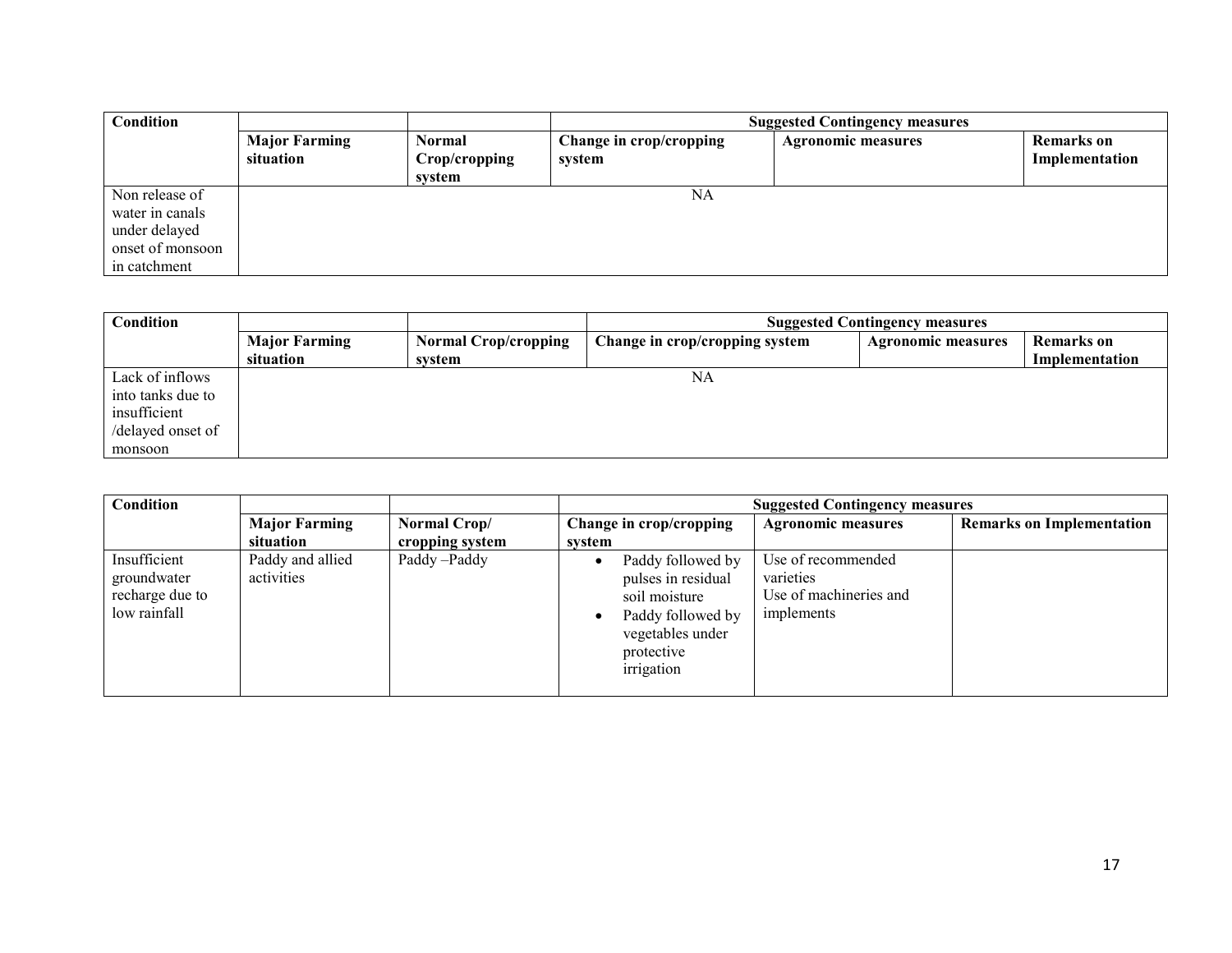| Condition | | | Suggested Contingency measures | | |
|---|---|---|---|---|---|
| | Major Farming situation | Normal Crop/cropping system | Change in crop/cropping system | Agronomic measures | Remarks on Implementation |
| Non release of water in canals under delayed onset of monsoon in catchment | NA | | | | |

| Condition | | | Suggested Contingency measures | | |
|---|---|---|---|---|---|
| | Major Farming situation | Normal Crop/cropping system | Change in crop/cropping system | Agronomic measures | Remarks on Implementation |
| Lack of inflows into tanks due to insufficient /delayed onset of monsoon | NA | | | | |

| Condition | | | Suggested Contingency measures | | |
|---|---|---|---|---|---|
| | Major Farming situation | Normal Crop/ cropping system | Change in crop/cropping system | Agronomic measures | Remarks on Implementation |
| Insufficient groundwater recharge due to low rainfall | Paddy and allied activities | Paddy –Paddy | • Paddy followed by pulses in residual soil moisture<br>• Paddy followed by vegetables under protective irrigation | Use of recommended varieties<br>Use of machineries and implements | |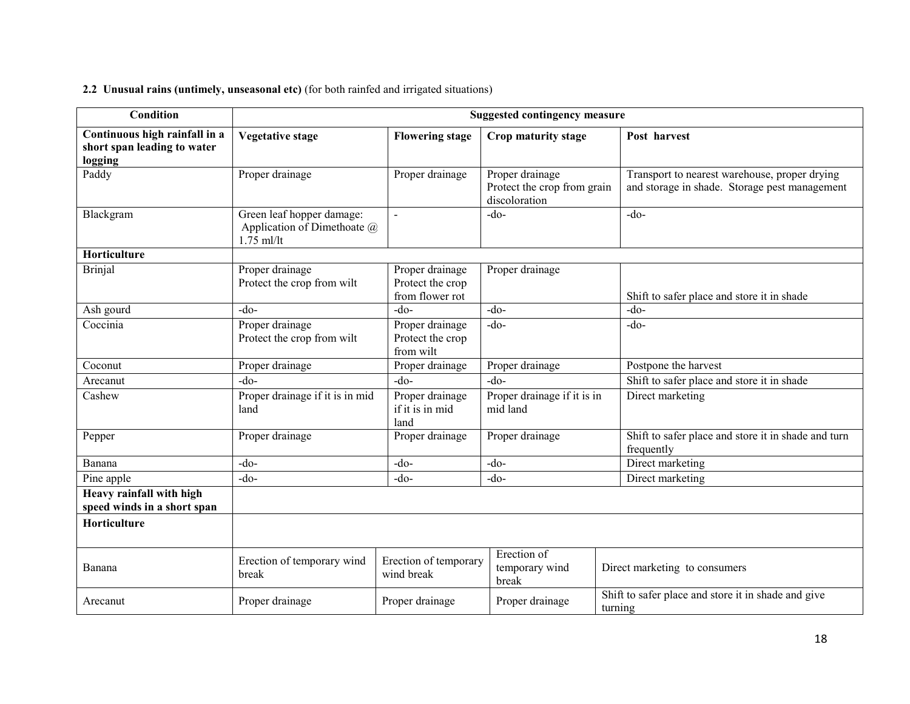**2.2 Unusual rains (untimely, unseasonal etc)** (for both rainfed and irrigated situations)

| Condition | Suggested contingency measure | | | |
|---|---|---|---|---|
| **Continuous high rainfall in a short span leading to water logging** | **Vegetative stage** | **Flowering stage** | **Crop maturity stage** | **Post harvest** |
| Paddy | Proper drainage | Proper drainage | Proper drainage<br>Protect the crop from grain discoloration | Transport to nearest warehouse, proper drying and storage in shade. Storage pest management |
| Blackgram | Green leaf hopper damage:<br>Application of Dimethoate @ 1.75 ml/lt | - | -do- | -do- |
| **Horticulture** | | | | |
| Brinjal | Proper drainage<br>Protect the crop from wilt | Proper drainage<br>Protect the crop from flower rot | Proper drainage | Shift to safer place and store it in shade |
| Ash gourd | -do- | -do- | -do- | -do- |
| Coccinia | Proper drainage<br>Protect the crop from wilt | Proper drainage<br>Protect the crop from wilt | -do- | -do- |
| Coconut | Proper drainage | Proper drainage | Proper drainage | Postpone the harvest |
| Arecanut | -do- | -do- | -do- | Shift to safer place and store it in shade |
| Cashew | Proper drainage if it is in mid land | Proper drainage if it is in mid land | Proper drainage if it is in mid land | Direct marketing |
| Pepper | Proper drainage | Proper drainage | Proper drainage | Shift to safer place and store it in shade and turn frequently |
| Banana | -do- | -do- | -do- | Direct marketing |
| Pine apple | -do- | -do- | -do- | Direct marketing |
| **Heavy rainfall with high speed winds in a short span** | | | | |
| **Horticulture** | | | | |
| Banana | Erection of temporary wind break | Erection of temporary wind break | Erection of temporary wind break | Direct marketing to consumers |
| Arecanut | Proper drainage | Proper drainage | Proper drainage | Shift to safer place and store it in shade and give turning |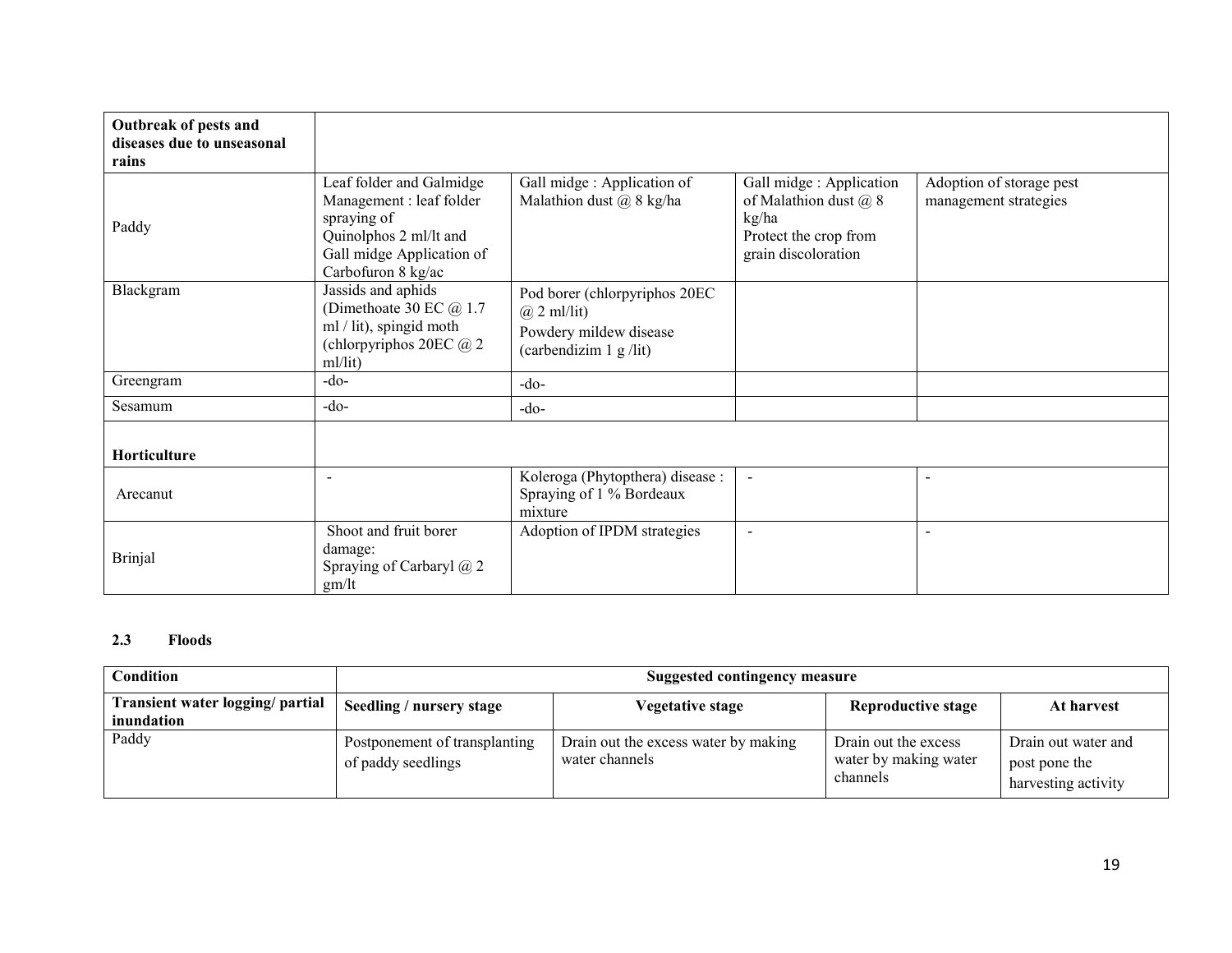| Outbreak of pests and diseases due to unseasonal rains | | | | |
|---|---|---|---|---|
| Paddy | Leaf folder and Galmidge Management : leaf folder spraying of Quinolphos 2 ml/lt and Gall midge Application of Carbofuron 8 kg/ac | Gall midge : Application of Malathion dust @ 8 kg/ha | Gall midge : Application of Malathion dust @ 8 kg/ha<br>Protect the crop from grain discoloration | Adoption of storage pest management strategies |
| Blackgram | Jassids and aphids (Dimethoate 30 EC @ 1.7 ml / lit), spingid moth (chlorpyriphos 20EC @ 2 ml/lit) | Pod borer (chlorpyriphos 20EC @ 2 ml/lit)<br>Powdery mildew disease (carbendizim 1 g /lit) | | |
| Greengram | -do- | -do- | | |
| Sesamum | -do- | -do- | | |
| **Horticulture** | | | | |
| Arecanut | - | Koleroga (Phytopthera) disease : Spraying of 1 % Bordeaux mixture | - | - |
| Brinjal | Shoot and fruit borer damage:<br>Spraying of Carbaryl @ 2 gm/lt | Adoption of IPDM strategies | - | - |

### 2.3 Floods

| Condition | Suggested contingency measure | | | |
|---|---|---|---|---|
| **Transient water logging/ partial inundation** | **Seedling / nursery stage** | **Vegetative stage** | **Reproductive stage** | **At harvest** |
| Paddy | Postponement of transplanting of paddy seedlings | Drain out the excess water by making water channels | Drain out the excess water by making water channels | Drain out water and post pone the harvesting activity |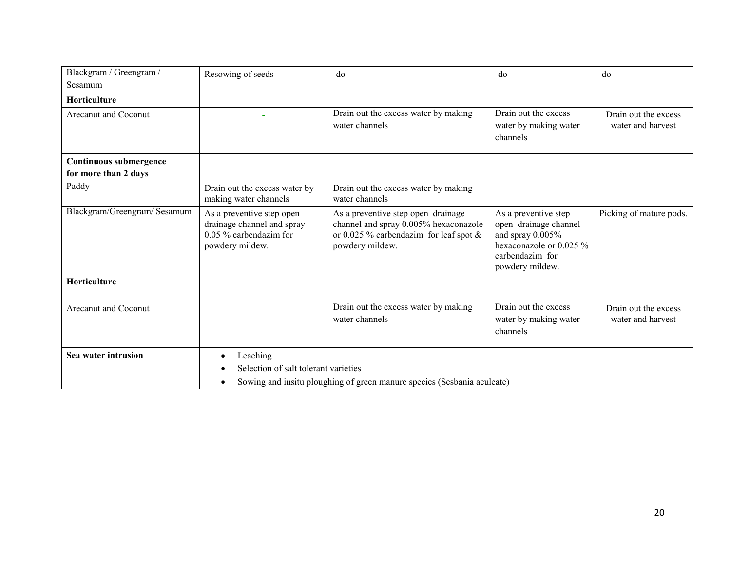| | | | | |
|---|---|---|---|---|
| Blackgram / Greengram / Sesamum | Resowing of seeds | -do- | -do- | -do- |
| **Horticulture** | | | | |
| Arecanut and Coconut | - | Drain out the excess water by making water channels | Drain out the excess water by making water channels | Drain out the excess water and harvest |
| **Continuous submergence for more than 2 days** | | | | |
| Paddy | Drain out the excess water by making water channels | Drain out the excess water by making water channels | | |
| Blackgram/Greengram/ Sesamum | As a preventive step open drainage channel and spray 0.05 % carbendazim for powdery mildew. | As a preventive step open drainage channel and spray 0.005% hexaconazole or 0.025 % carbendazim for leaf spot & powdery mildew. | As a preventive step open drainage channel and spray 0.005% hexaconazole or 0.025 % carbendazim for powdery mildew. | Picking of mature pods. |
| **Horticulture** | | | | |
| Arecanut and Coconut | | Drain out the excess water by making water channels | Drain out the excess water by making water channels | Drain out the excess water and harvest |
| **Sea water intrusion** | • Leaching<br>• Selection of salt tolerant varieties<br>• Sowing and insitu ploughing of green manure species (Sesbania aculeate) | | | |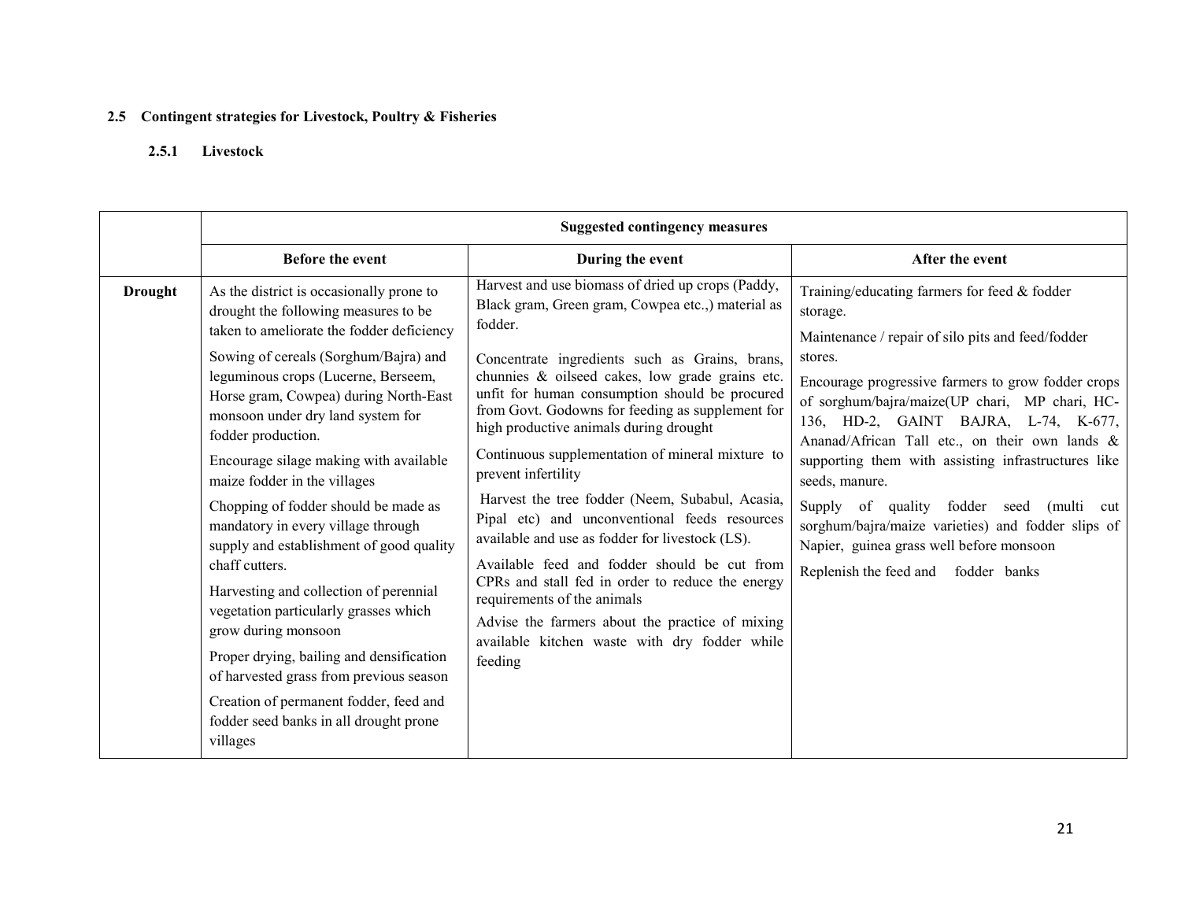## 2.5 Contingent strategies for Livestock, Poultry & Fisheries

### 2.5.1 Livestock

| | Suggested contingency measures | | |
|---|---|---|---|
| | **Before the event** | **During the event** | **After the event** |
| **Drought** | As the district is occasionally prone to drought the following measures to be taken to ameliorate the fodder deficiency<br><br>Sowing of cereals (Sorghum/Bajra) and leguminous crops (Lucerne, Berseem, Horse gram, Cowpea) during North-East monsoon under dry land system for fodder production.<br><br>Encourage silage making with available maize fodder in the villages<br><br>Chopping of fodder should be made as mandatory in every village through supply and establishment of good quality chaff cutters.<br><br>Harvesting and collection of perennial vegetation particularly grasses which grow during monsoon<br><br>Proper drying, bailing and densification of harvested grass from previous season<br><br>Creation of permanent fodder, feed and fodder seed banks in all drought prone villages | Harvest and use biomass of dried up crops (Paddy, Black gram, Green gram, Cowpea etc.,) material as fodder.<br><br>Concentrate ingredients such as Grains, brans, chunnies & oilseed cakes, low grade grains etc. unfit for human consumption should be procured from Govt. Godowns for feeding as supplement for high productive animals during drought<br><br>Continuous supplementation of mineral mixture to prevent infertility<br><br>Harvest the tree fodder (Neem, Subabul, Acasia, Pipal etc) and unconventional feeds resources available and use as fodder for livestock (LS).<br><br>Available feed and fodder should be cut from CPRs and stall fed in order to reduce the energy requirements of the animals<br><br>Advise the farmers about the practice of mixing available kitchen waste with dry fodder while feeding | Training/educating farmers for feed & fodder storage.<br><br>Maintenance / repair of silo pits and feed/fodder stores.<br><br>Encourage progressive farmers to grow fodder crops of sorghum/bajra/maize(UP chari, MP chari, HC-136, HD-2, GAINT BAJRA, L-74, K-677, Ananad/African Tall etc., on their own lands & supporting them with assisting infrastructures like seeds, manure.<br><br>Supply of quality fodder seed (multi cut sorghum/bajra/maize varieties) and fodder slips of Napier, guinea grass well before monsoon<br><br>Replenish the feed and fodder banks |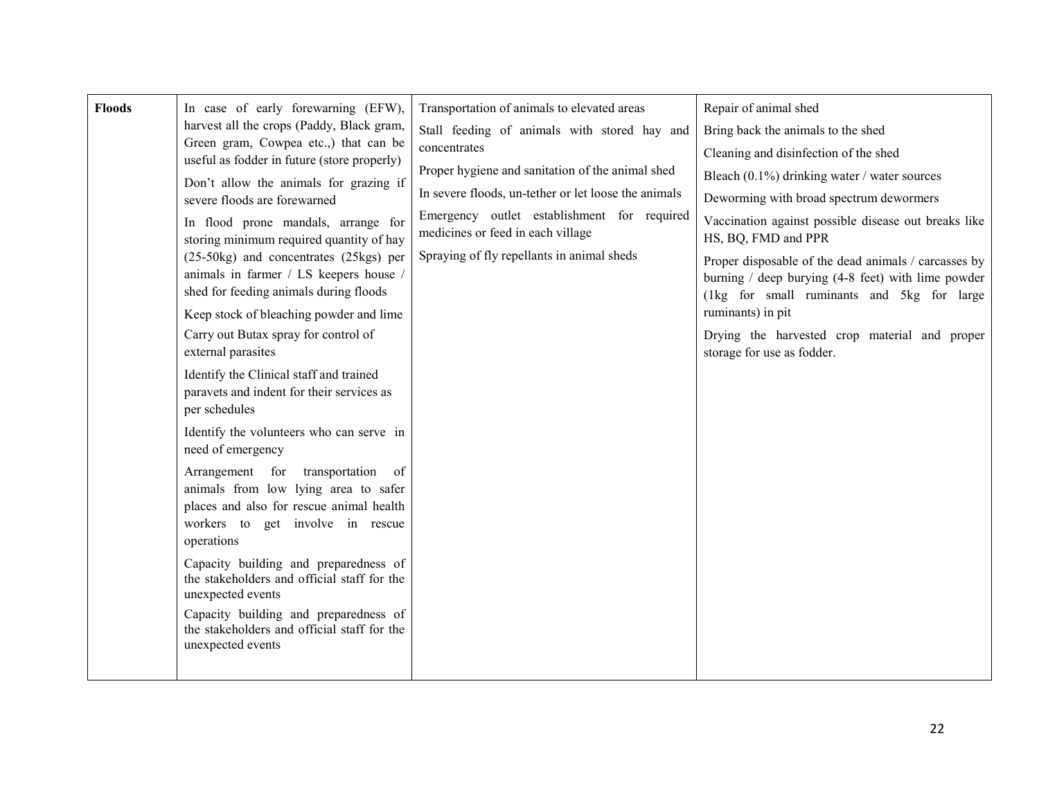| Floods | In case of early forewarning (EFW), harvest all the crops (Paddy, Black gram, Green gram, Cowpea etc.,) that can be useful as fodder in future (store properly)<br>Don't allow the animals for grazing if severe floods are forewarned<br>In flood prone mandals, arrange for storing minimum required quantity of hay (25-50kg) and concentrates (25kgs) per animals in farmer / LS keepers house / shed for feeding animals during floods<br>Keep stock of bleaching powder and lime<br>Carry out Butax spray for control of external parasites<br>Identify the Clinical staff and trained paravets and indent for their services as per schedules<br>Identify the volunteers who can serve in need of emergency<br>Arrangement for transportation of animals from low lying area to safer places and also for rescue animal health workers to get involve in rescue operations<br>Capacity building and preparedness of the stakeholders and official staff for the unexpected events<br>Capacity building and preparedness of the stakeholders and official staff for the unexpected events | Transportation of animals to elevated areas<br>Stall feeding of animals with stored hay and concentrates<br>Proper hygiene and sanitation of the animal shed<br>In severe floods, un-tether or let loose the animals<br>Emergency outlet establishment for required medicines or feed in each village<br>Spraying of fly repellants in animal sheds | Repair of animal shed<br>Bring back the animals to the shed<br>Cleaning and disinfection of the shed<br>Bleach (0.1%) drinking water / water sources<br>Deworming with broad spectrum dewormers<br>Vaccination against possible disease out breaks like HS, BQ, FMD and PPR<br>Proper disposable of the dead animals / carcasses by burning / deep burying (4-8 feet) with lime powder (1kg for small ruminants and 5kg for large ruminants) in pit<br>Drying the harvested crop material and proper storage for use as fodder. |
|---|---|---|---|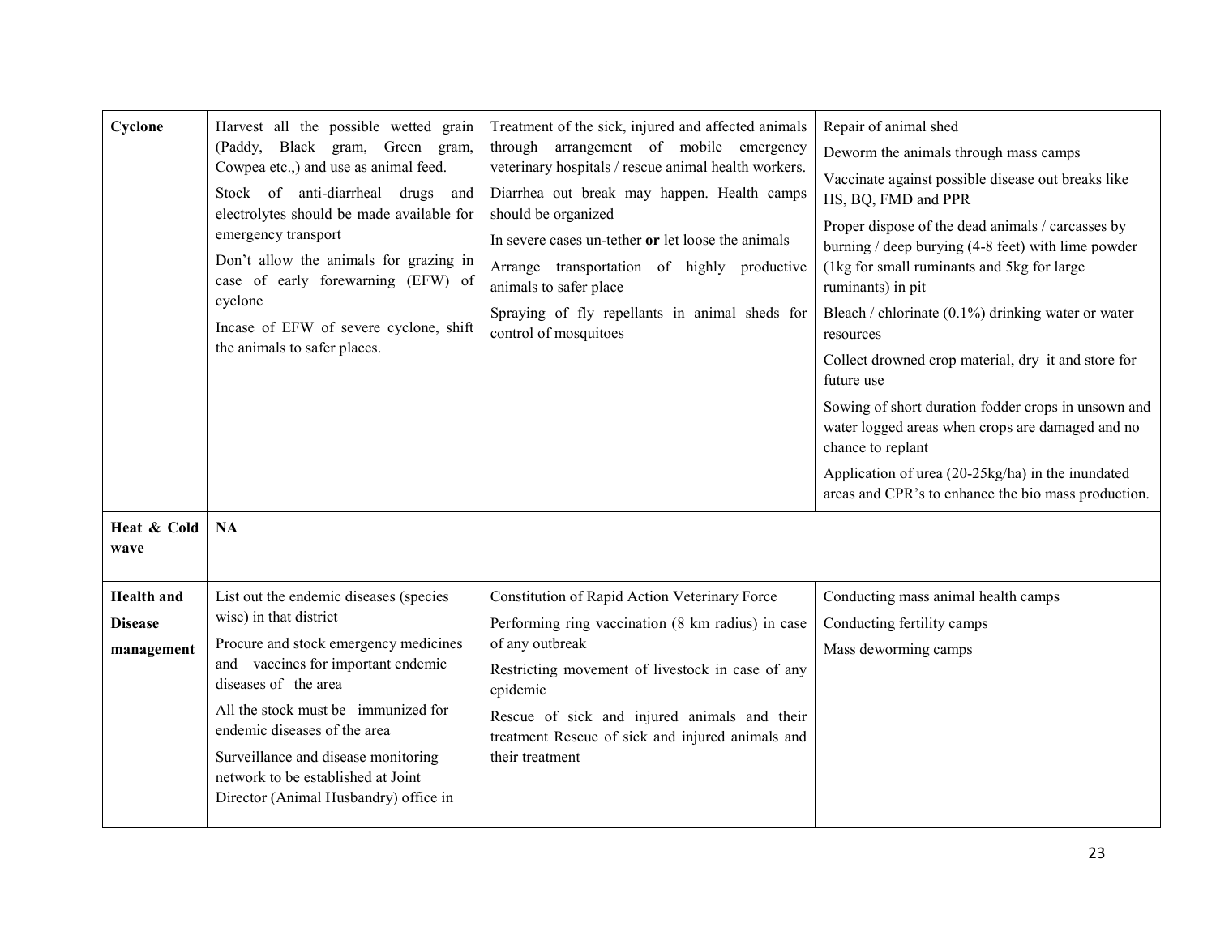| Cyclone | Harvest all the possible wetted grain (Paddy, Black gram, Green gram, Cowpea etc.,) and use as animal feed.<br>Stock of anti-diarrheal drugs and electrolytes should be made available for emergency transport<br>Don't allow the animals for grazing in case of early forewarning (EFW) of cyclone<br>Incase of EFW of severe cyclone, shift the animals to safer places. | Treatment of the sick, injured and affected animals through arrangement of mobile emergency veterinary hospitals / rescue animal health workers.<br>Diarrhea out break may happen. Health camps should be organized<br>In severe cases un-tether **or** let loose the animals<br>Arrange transportation of highly productive animals to safer place<br>Spraying of fly repellants in animal sheds for control of mosquitoes | Repair of animal shed<br>Deworm the animals through mass camps<br>Vaccinate against possible disease out breaks like HS, BQ, FMD and PPR<br>Proper dispose of the dead animals / carcasses by burning / deep burying (4-8 feet) with lime powder (1kg for small ruminants and 5kg for large ruminants) in pit<br>Bleach / chlorinate (0.1%) drinking water or water resources<br>Collect drowned crop material, dry it and store for future use<br>Sowing of short duration fodder crops in unsown and water logged areas when crops are damaged and no chance to replant<br>Application of urea (20-25kg/ha) in the inundated areas and CPR's to enhance the bio mass production. |
|---|---|---|---|
| **Heat & Cold wave** | **NA** | | |
| **Health and Disease management** | List out the endemic diseases (species wise) in that district<br>Procure and stock emergency medicines and vaccines for important endemic diseases of the area<br>All the stock must be immunized for endemic diseases of the area<br>Surveillance and disease monitoring network to be established at Joint Director (Animal Husbandry) office in | Constitution of Rapid Action Veterinary Force<br>Performing ring vaccination (8 km radius) in case of any outbreak<br>Restricting movement of livestock in case of any epidemic<br>Rescue of sick and injured animals and their treatment Rescue of sick and injured animals and their treatment | Conducting mass animal health camps<br>Conducting fertility camps<br>Mass deworming camps |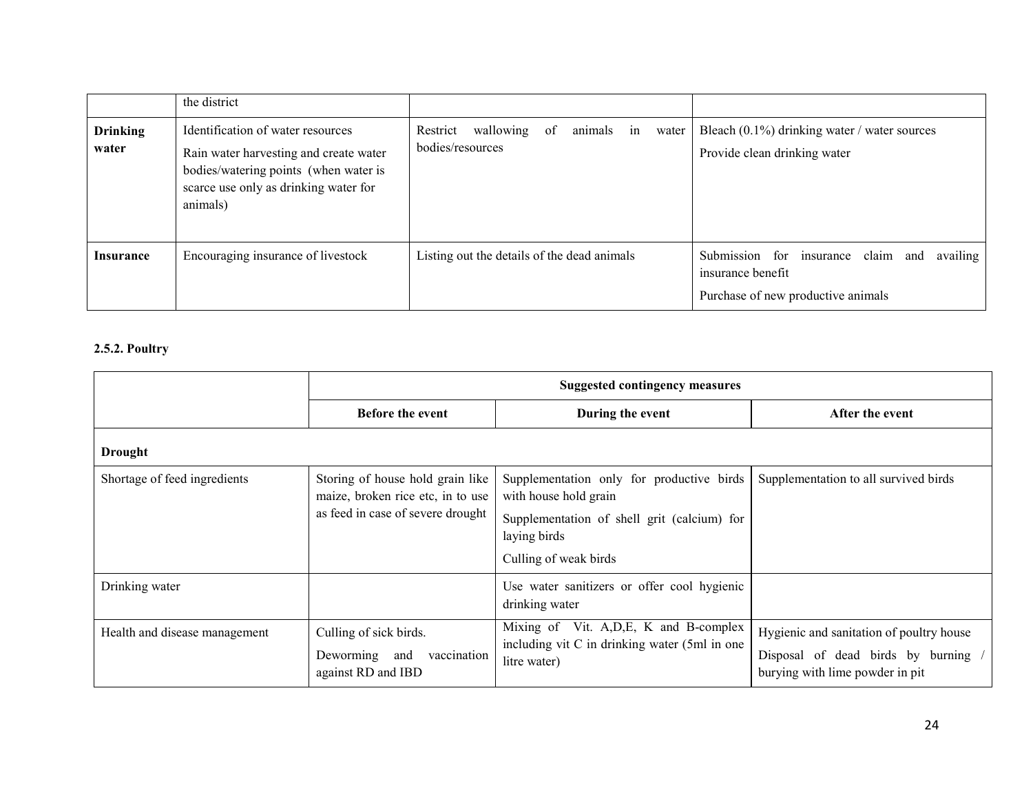|  | the district |  |  |
| --- | --- | --- | --- |
| **Drinking water** | Identification of water resources<br>Rain water harvesting and create water bodies/watering points (when water is scarce use only as drinking water for animals) | Restrict wallowing of animals in water bodies/resources | Bleach (0.1%) drinking water / water sources<br>Provide clean drinking water |
| **Insurance** | Encouraging insurance of livestock | Listing out the details of the dead animals | Submission for insurance claim and availing insurance benefit<br>Purchase of new productive animals |

**2.5.2. Poultry**

|  | **Suggested contingency measures** |  |  |
| --- | --- | --- | --- |
|  | **Before the event** | **During the event** | **After the event** |
| **Drought** |  |  |  |
| Shortage of feed ingredients | Storing of house hold grain like maize, broken rice etc, in to use as feed in case of severe drought | Supplementation only for productive birds with house hold grain<br>Supplementation of shell grit (calcium) for laying birds<br>Culling of weak birds | Supplementation to all survived birds |
| Drinking water |  | Use water sanitizers or offer cool hygienic drinking water |  |
| Health and disease management | Culling of sick birds.<br>Deworming and vaccination against RD and IBD | Mixing of Vit. A,D,E, K and B-complex including vit C in drinking water (5ml in one litre water) | Hygienic and sanitation of poultry house<br>Disposal of dead birds by burning / burying with lime powder in pit |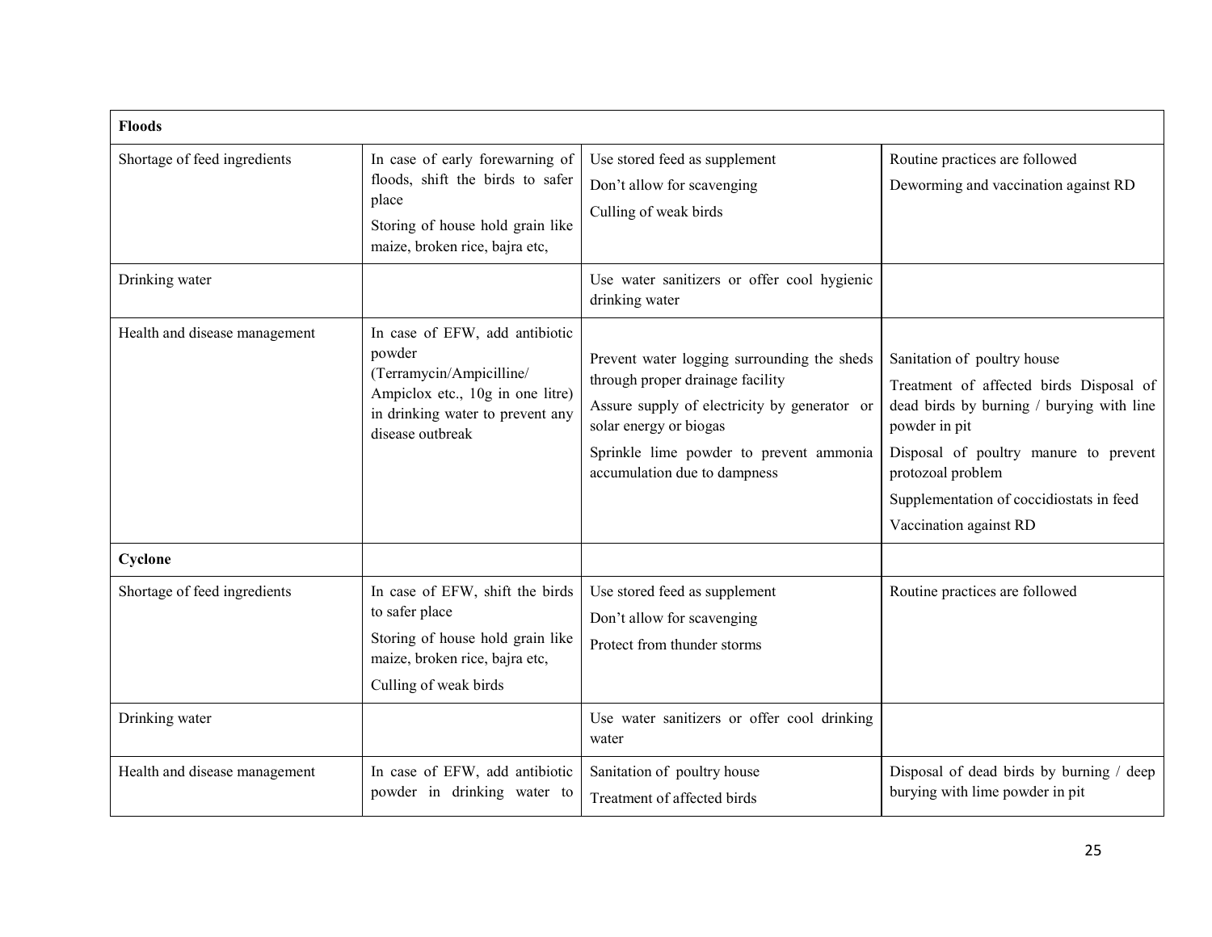| **Floods** | | | |
|---|---|---|---|
| Shortage of feed ingredients | In case of early forewarning of floods, shift the birds to safer place<br>Storing of house hold grain like maize, broken rice, bajra etc, | Use stored feed as supplement<br>Don't allow for scavenging<br>Culling of weak birds | Routine practices are followed<br>Deworming and vaccination against RD |
| Drinking water | | Use water sanitizers or offer cool hygienic drinking water | |
| Health and disease management | In case of EFW, add antibiotic powder (Terramycin/Ampicilline/ Ampiclox etc., 10g in one litre) in drinking water to prevent any disease outbreak | Prevent water logging surrounding the sheds through proper drainage facility<br>Assure supply of electricity by generator or solar energy or biogas<br>Sprinkle lime powder to prevent ammonia accumulation due to dampness | Sanitation of poultry house<br>Treatment of affected birds Disposal of dead birds by burning / burying with line powder in pit<br>Disposal of poultry manure to prevent protozoal problem<br>Supplementation of coccidiostats in feed<br>Vaccination against RD |
| **Cyclone** | | | |
| Shortage of feed ingredients | In case of EFW, shift the birds to safer place<br>Storing of house hold grain like maize, broken rice, bajra etc,<br>Culling of weak birds | Use stored feed as supplement<br>Don't allow for scavenging<br>Protect from thunder storms | Routine practices are followed |
| Drinking water | | Use water sanitizers or offer cool drinking water | |
| Health and disease management | In case of EFW, add antibiotic powder in drinking water to | Sanitation of poultry house<br>Treatment of affected birds | Disposal of dead birds by burning / deep burying with lime powder in pit |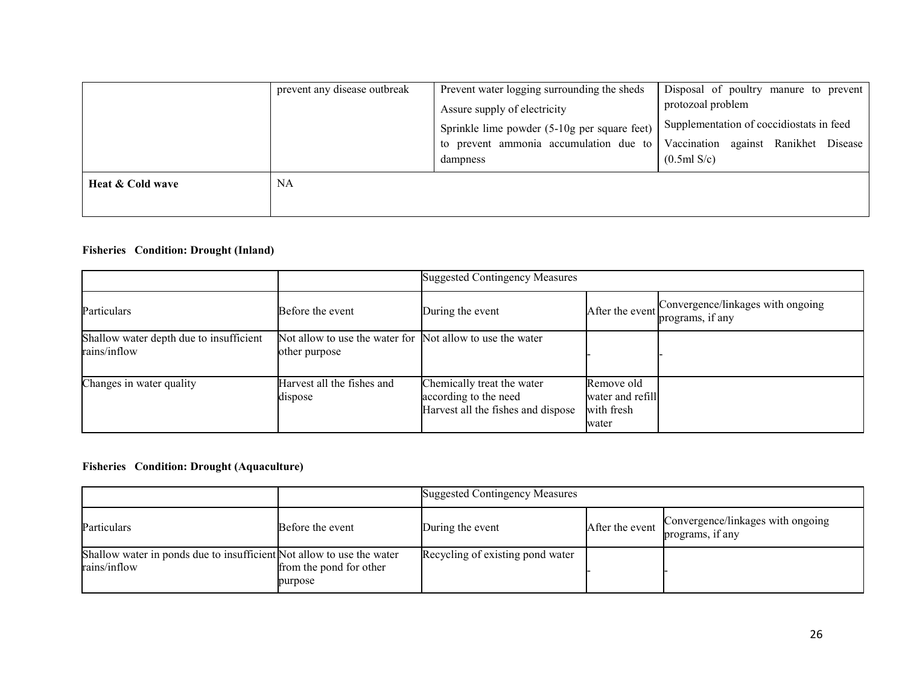| | prevent any disease outbreak | Prevent water logging surrounding the sheds<br>Assure supply of electricity<br>Sprinkle lime powder (5-10g per square feet) to prevent ammonia accumulation due to dampness | Disposal of poultry manure to prevent protozoal problem<br>Supplementation of coccidiostats in feed<br>Vaccination against Ranikhet Disease (0.5ml S/c) |
|---|---|---|---|
| **Heat & Cold wave** | NA | | |

**Fisheries Condition: Drought (Inland)**

| | | Suggested Contingency Measures | | |
|---|---|---|---|---|
| Particulars | Before the event | During the event | After the event | Convergence/linkages with ongoing programs, if any |
| Shallow water depth due to insufficient rains/inflow | Not allow to use the water for other purpose | Not allow to use the water | - | - |
| Changes in water quality | Harvest all the fishes and dispose | Chemically treat the water according to the need<br>Harvest all the fishes and dispose | Remove old water and refill with fresh water | |

**Fisheries Condition: Drought (Aquaculture)**

| | | Suggested Contingency Measures | | |
|---|---|---|---|---|
| Particulars | Before the event | During the event | After the event | Convergence/linkages with ongoing programs, if any |
| Shallow water in ponds due to insufficient rains/inflow | Not allow to use the water from the pond for other purpose | Recycling of existing pond water | - | - |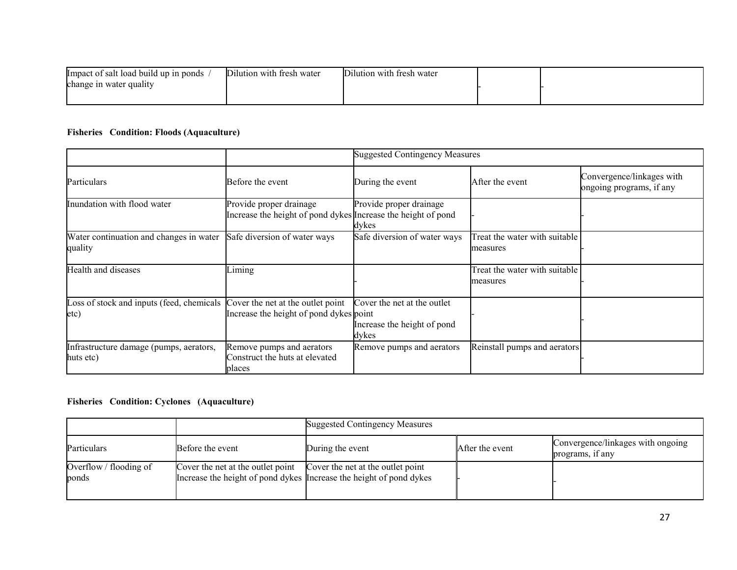| Impact of salt load build up in ponds / change in water quality | Dilution with fresh water | Dilution with fresh water | - | - |
|---|---|---|---|---|

**Fisheries Condition: Floods (Aquaculture)**

| | | Suggested Contingency Measures | | |
|---|---|---|---|---|
| Particulars | Before the event | During the event | After the event | Convergence/linkages with ongoing programs, if any |
| Inundation with flood water | Provide proper drainage<br>Increase the height of pond dykes | Provide proper drainage<br>Increase the height of pond dykes | - | - |
| Water continuation and changes in water quality | Safe diversion of water ways | Safe diversion of water ways | Treat the water with suitable measures | - |
| Health and diseases | Liming | - | Treat the water with suitable measures | - |
| Loss of stock and inputs (feed, chemicals etc) | Cover the net at the outlet point<br>Increase the height of pond dykes | Cover the net at the outlet point<br>Increase the height of pond dykes | - | - |
| Infrastructure damage (pumps, aerators, huts etc) | Remove pumps and aerators<br>Construct the huts at elevated places | Remove pumps and aerators | Reinstall pumps and aerators | - |

**Fisheries Condition: Cyclones (Aquaculture)**

| | | Suggested Contingency Measures | | |
|---|---|---|---|---|
| Particulars | Before the event | During the event | After the event | Convergence/linkages with ongoing programs, if any |
| Overflow / flooding of ponds | Cover the net at the outlet point<br>Increase the height of pond dykes | Cover the net at the outlet point<br>Increase the height of pond dykes | - | - |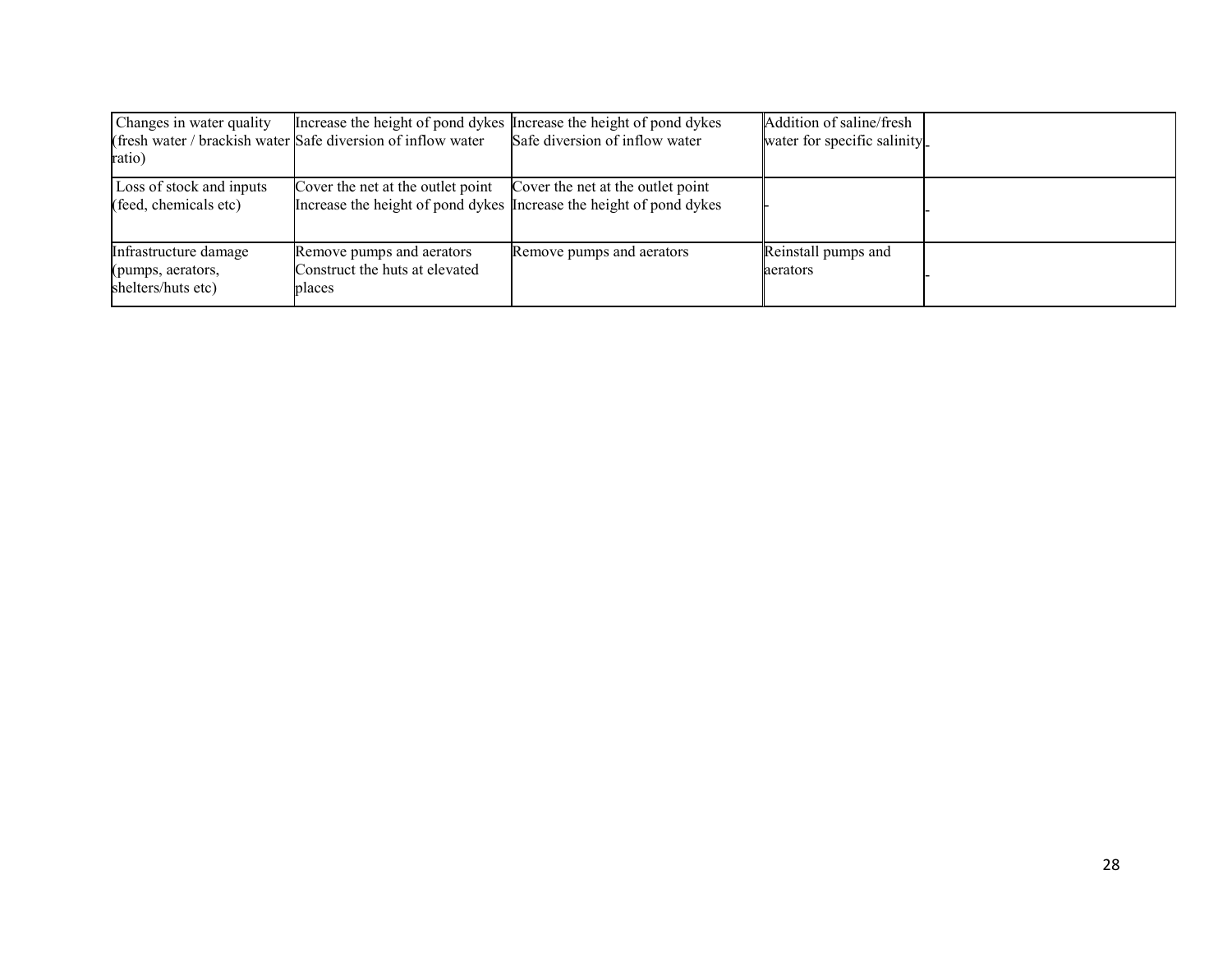| | | | | |
|---|---|---|---|---|
| Changes in water quality (fresh water / brackish water ratio) | Increase the height of pond dykes<br>Safe diversion of inflow water | Increase the height of pond dykes<br>Safe diversion of inflow water | Addition of saline/fresh water for specific salinity | - |
| Loss of stock and inputs (feed, chemicals etc) | Cover the net at the outlet point<br>Increase the height of pond dykes | Cover the net at the outlet point<br>Increase the height of pond dykes | - | - |
| Infrastructure damage (pumps, aerators, shelters/huts etc) | Remove pumps and aerators<br>Construct the huts at elevated places | Remove pumps and aerators | Reinstall pumps and aerators | - |